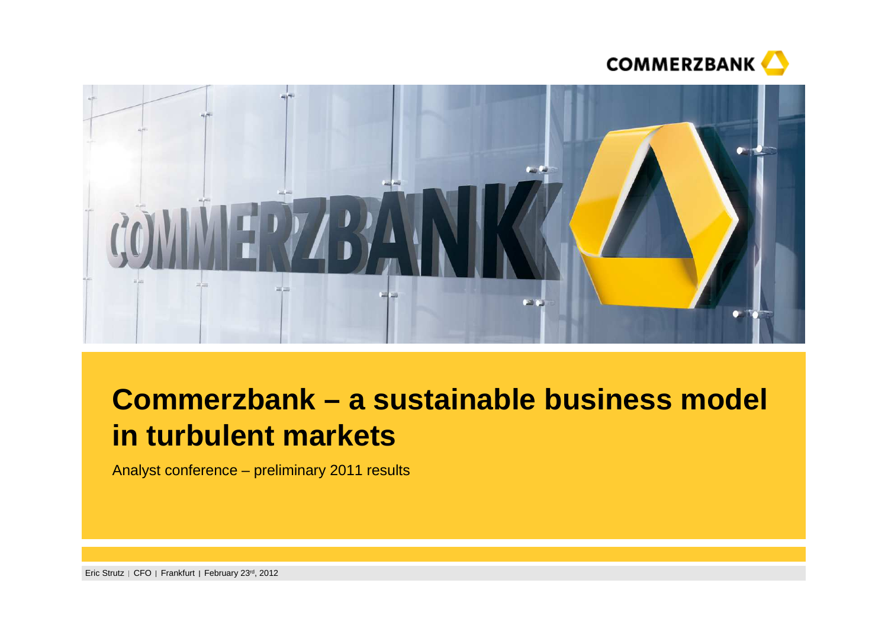# Commerzbank – a sustainable business model in turbulent markets

Analyst conference – preliminary 2011 results

Eric Strutz | CFO | Frankfurt | February 23rd, 2012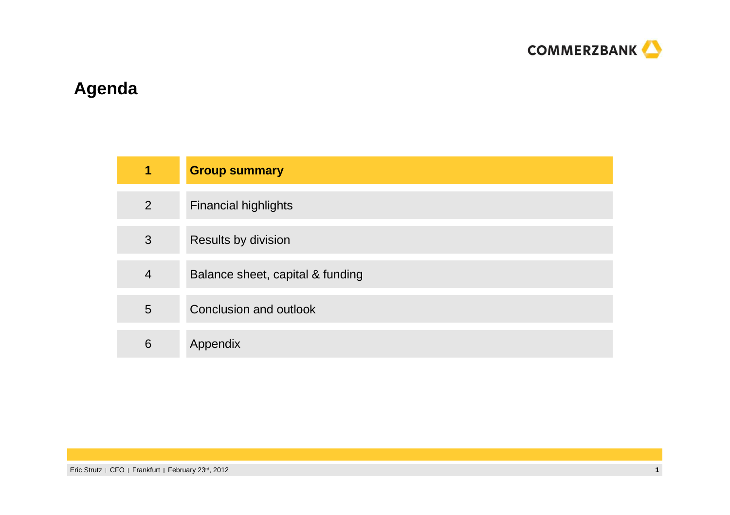# Agenda

| | |
|---|---|
| **1** | **Group summary** |
| 2 | Financial highlights |
| 3 | Results by division |
| 4 | Balance sheet, capital & funding |
| 5 | Conclusion and outlook |
| 6 | Appendix |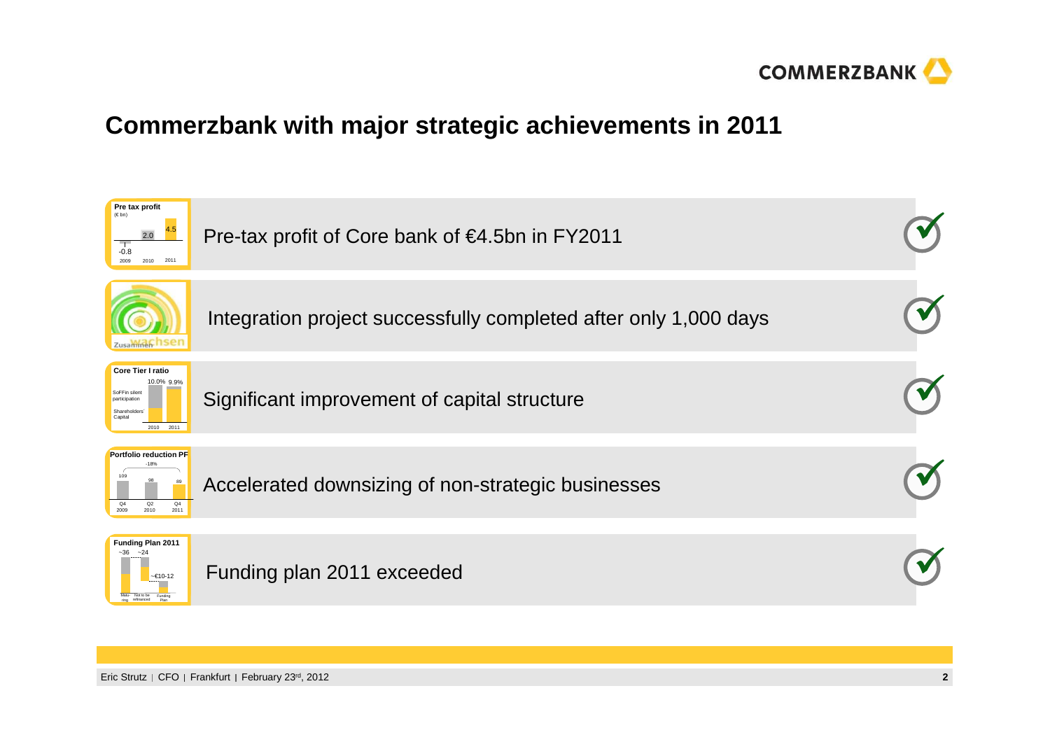# Commerzbank with major strategic achievements in 2011

- **Pre tax profit** (€ bn): 2009: -0.8; 2010: 2.0; 2011: 4.5 — Pre-tax profit of Core bank of €4.5bn in FY2011 ✓
- **Zusammen wachsen** — Integration project successfully completed after only 1,000 days ✓
- **Core Tier I ratio** (SoFFin silent participation; Shareholders' Capital): 2010: 10.0%; 2011: 9.9% — Significant improvement of capital structure ✓
- **Portfolio reduction PF** (-18%): Q4 2009: 109; Q2 2010: 98; Q4 2011: 89 — Accelerated downsizing of non-strategic businesses ✓
- **Funding Plan 2011**: Maturing: ~36; Not to be refinanced: ~24; Funding Plan: ~€10-12 — Funding plan 2011 exceeded ✓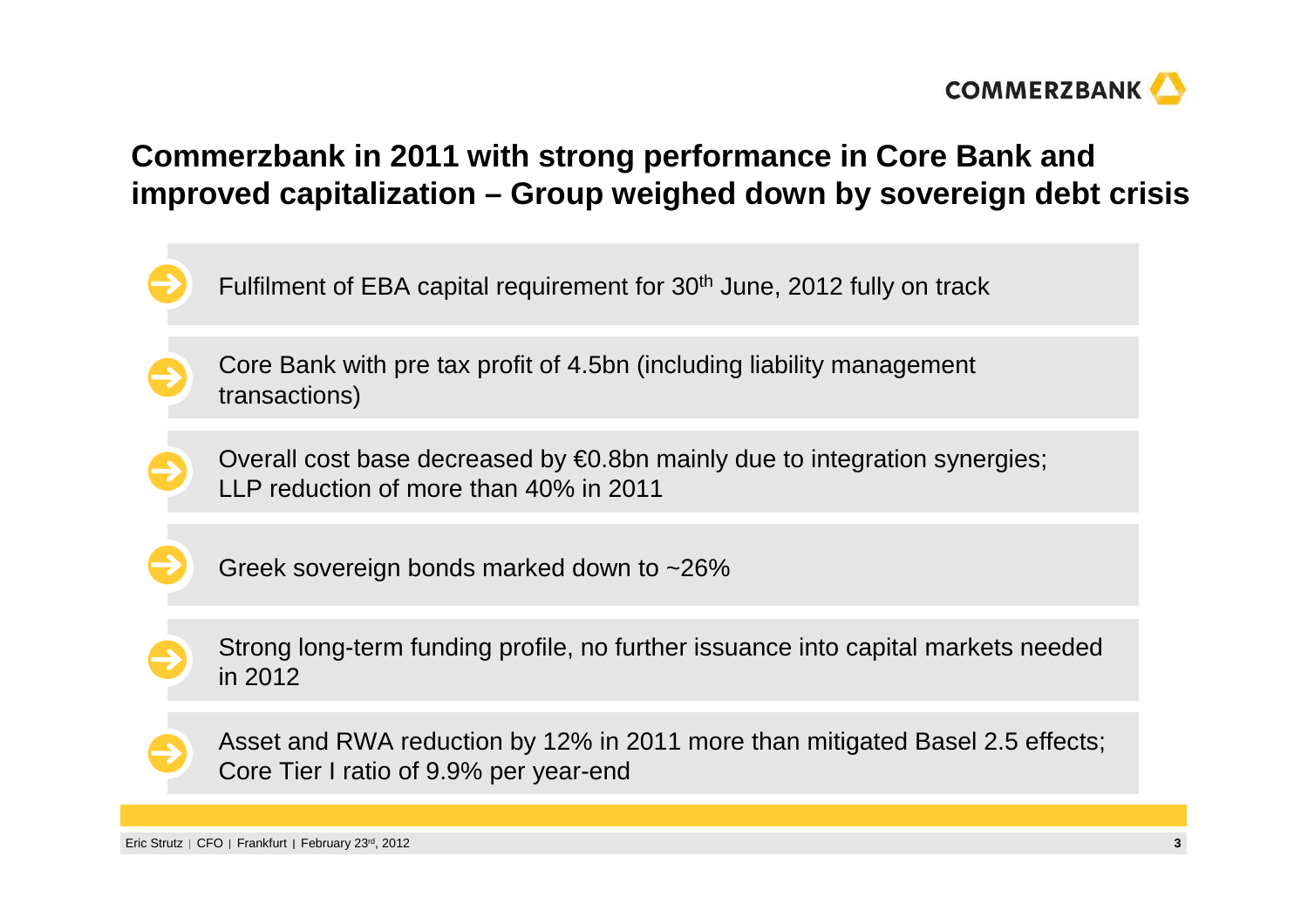## Commerzbank in 2011 with strong performance in Core Bank and improved capitalization – Group weighed down by sovereign debt crisis

- Fulfilment of EBA capital requirement for 30th June, 2012 fully on track
- Core Bank with pre tax profit of 4.5bn (including liability management transactions)
- Overall cost base decreased by €0.8bn mainly due to integration synergies; LLP reduction of more than 40% in 2011
- Greek sovereign bonds marked down to ~26%
- Strong long-term funding profile, no further issuance into capital markets needed in 2012
- Asset and RWA reduction by 12% in 2011 more than mitigated Basel 2.5 effects; Core Tier I ratio of 9.9% per year-end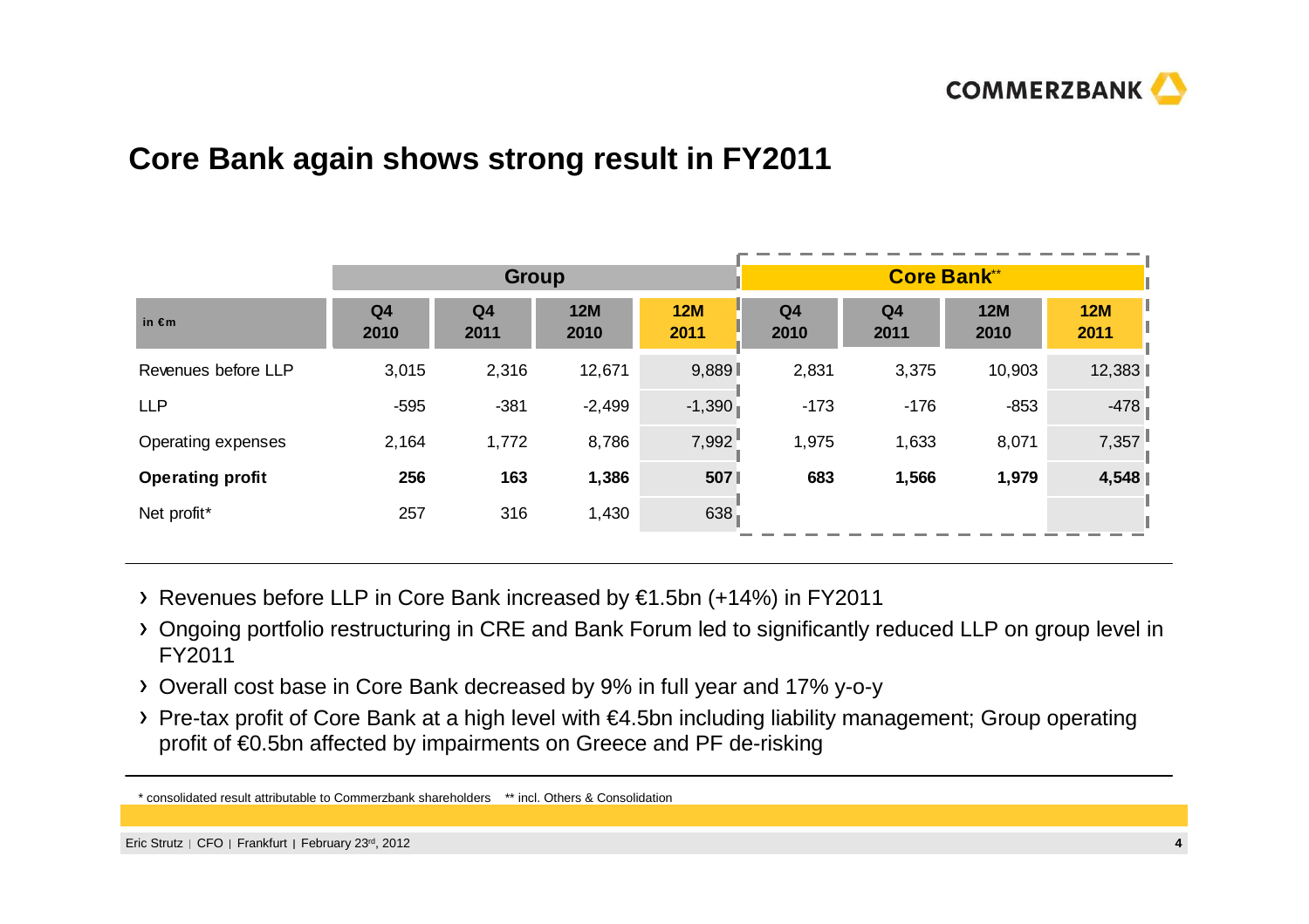# Core Bank again shows strong result in FY2011

| | Group | | | | Core Bank** | | | |
|---|---|---|---|---|---|---|---|---|
| in €m | Q4 2010 | Q4 2011 | 12M 2010 | 12M 2011 | Q4 2010 | Q4 2011 | 12M 2010 | 12M 2011 |
| Revenues before LLP | 3,015 | 2,316 | 12,671 | 9,889 | 2,831 | 3,375 | 10,903 | 12,383 |
| LLP | -595 | -381 | -2,499 | -1,390 | -173 | -176 | -853 | -478 |
| Operating expenses | 2,164 | 1,772 | 8,786 | 7,992 | 1,975 | 1,633 | 8,071 | 7,357 |
| **Operating profit** | **256** | **163** | **1,386** | **507** | **683** | **1,566** | **1,979** | **4,548** |
| Net profit* | 257 | 316 | 1,430 | 638 | | | | |

- Revenues before LLP in Core Bank increased by €1.5bn (+14%) in FY2011
- Ongoing portfolio restructuring in CRE and Bank Forum led to significantly reduced LLP on group level in FY2011
- Overall cost base in Core Bank decreased by 9% in full year and 17% y-o-y
- Pre-tax profit of Core Bank at a high level with €4.5bn including liability management; Group operating profit of €0.5bn affected by impairments on Greece and PF de-risking

\* consolidated result attributable to Commerzbank shareholders ** incl. Others & Consolidation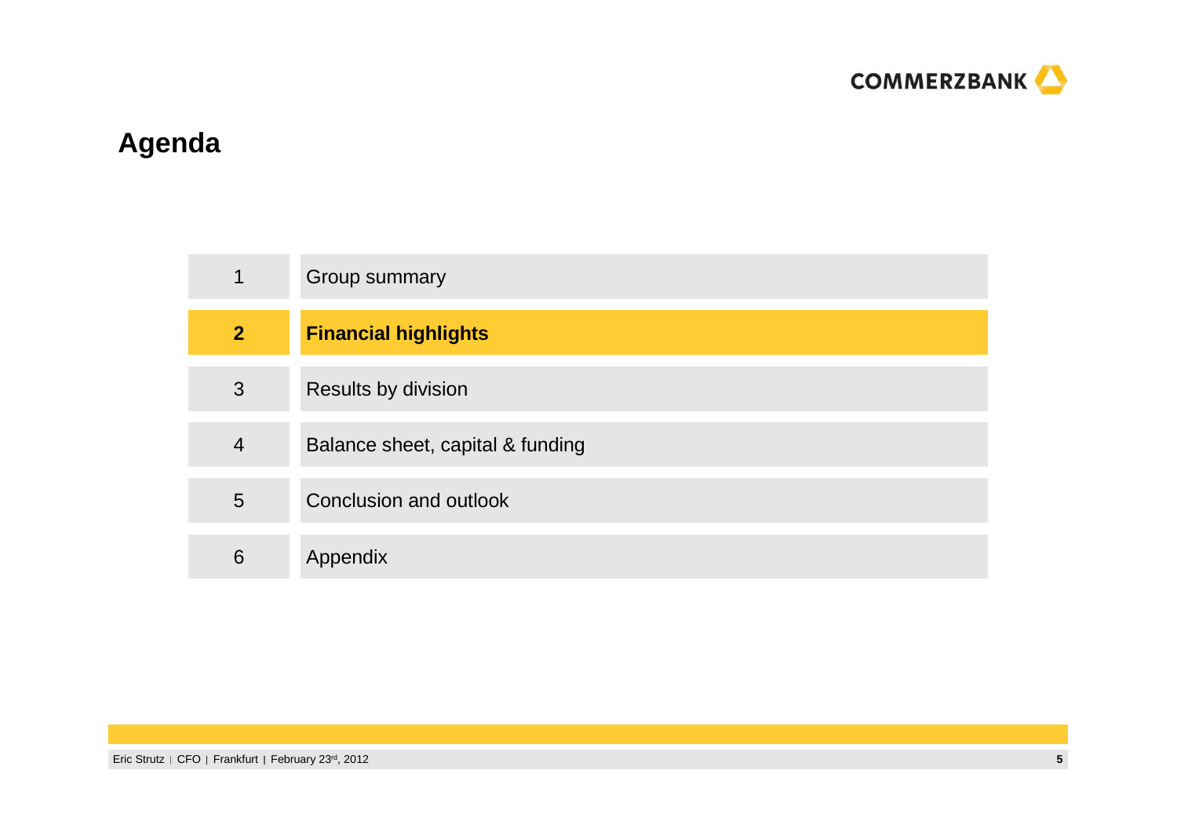# Agenda

| | |
|---|---|
| 1 | Group summary |
| **2** | **Financial highlights** |
| 3 | Results by division |
| 4 | Balance sheet, capital & funding |
| 5 | Conclusion and outlook |
| 6 | Appendix |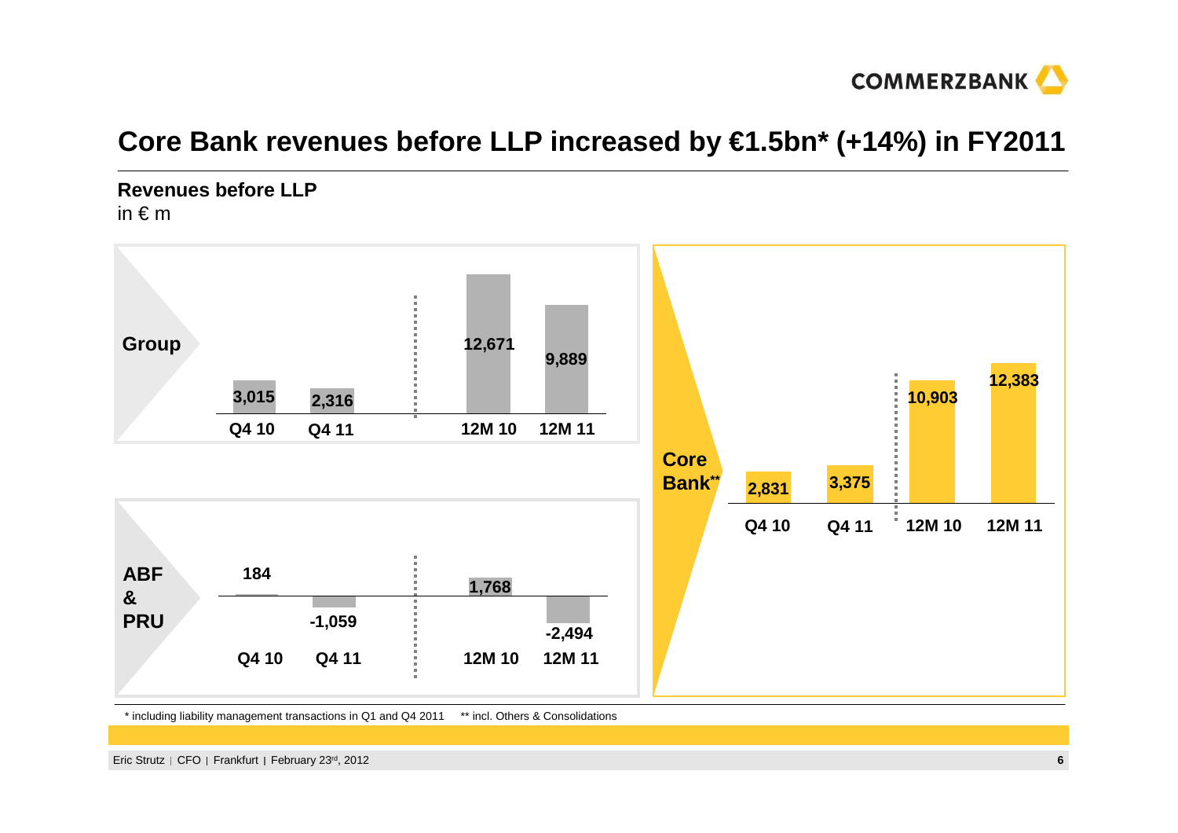# Core Bank revenues before LLP increased by €1.5bn* (+14%) in FY2011

**Revenues before LLP**
in € m

**Group**

| | Q4 10 | Q4 11 | 12M 10 | 12M 11 |
|---|---|---|---|---|
| Group | 3,015 | 2,316 | 12,671 | 9,889 |

**ABF & PRU**

| | Q4 10 | Q4 11 | 12M 10 | 12M 11 |
|---|---|---|---|---|
| ABF & PRU | 184 | -1,059 | 1,768 | -2,494 |

**Core Bank****

| | Q4 10 | Q4 11 | 12M 10 | 12M 11 |
|---|---|---|---|---|
| Core Bank** | 2,831 | 3,375 | 10,903 | 12,383 |

\* including liability management transactions in Q1 and Q4 2011    ** incl. Others & Consolidations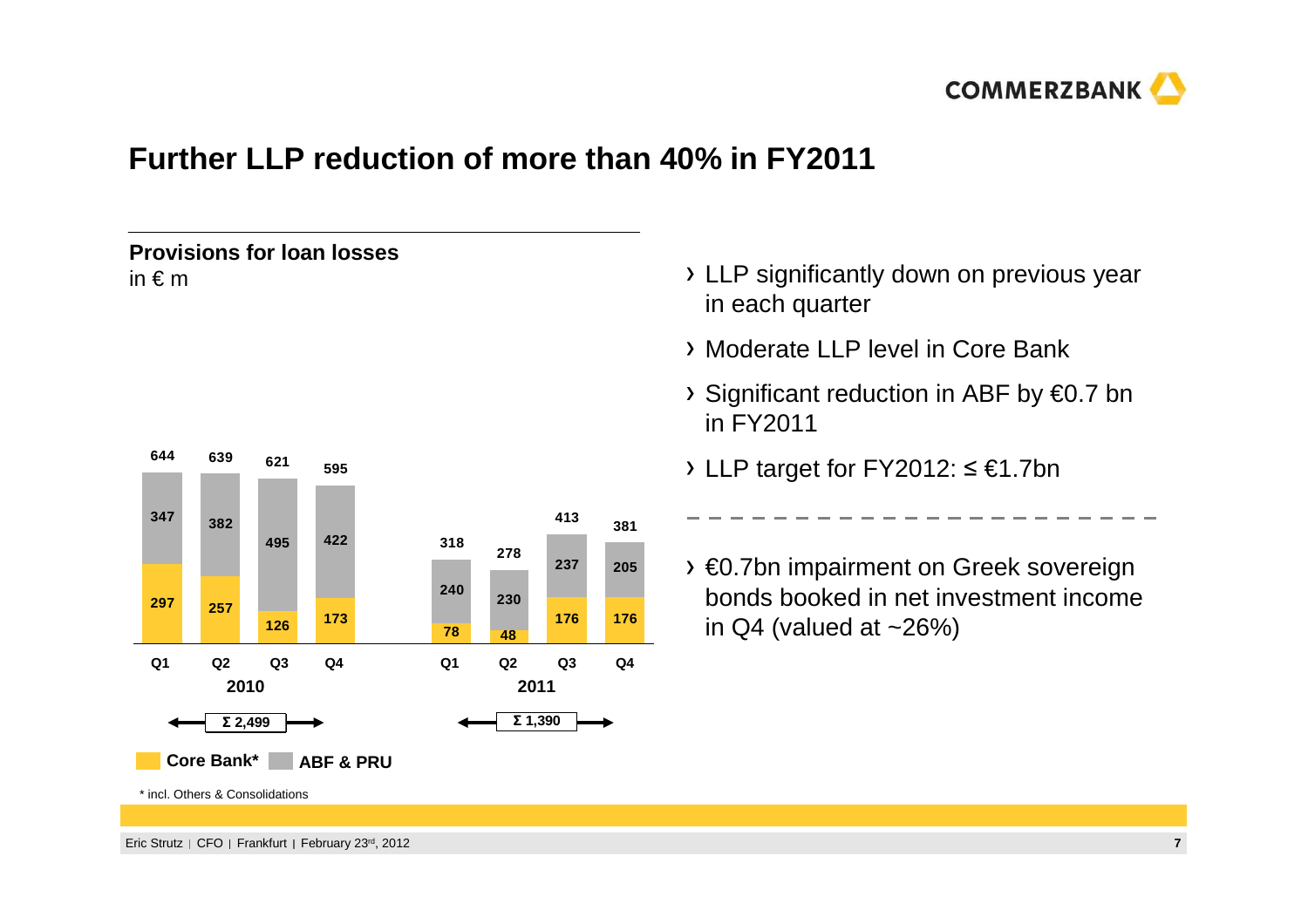# Further LLP reduction of more than 40% in FY2011

**Provisions for loan losses**
in € m

| | 2010 Q1 | 2010 Q2 | 2010 Q3 | 2010 Q4 | 2011 Q1 | 2011 Q2 | 2011 Q3 | 2011 Q4 |
|---|---|---|---|---|---|---|---|---|
| Core Bank* | 297 | 257 | 126 | 173 | 78 | 48 | 176 | 176 |
| ABF & PRU | 347 | 382 | 495 | 422 | 240 | 230 | 237 | 205 |
| Total | 644 | 639 | 621 | 595 | 318 | 278 | 413 | 381 |

2010: Σ 2,499
2011: Σ 1,390

\* incl. Others & Consolidations

- LLP significantly down on previous year in each quarter
- Moderate LLP level in Core Bank
- Significant reduction in ABF by €0.7 bn in FY2011
- LLP target for FY2012: ≤ €1.7bn

---

- €0.7bn impairment on Greek sovereign bonds booked in net investment income in Q4 (valued at ~26%)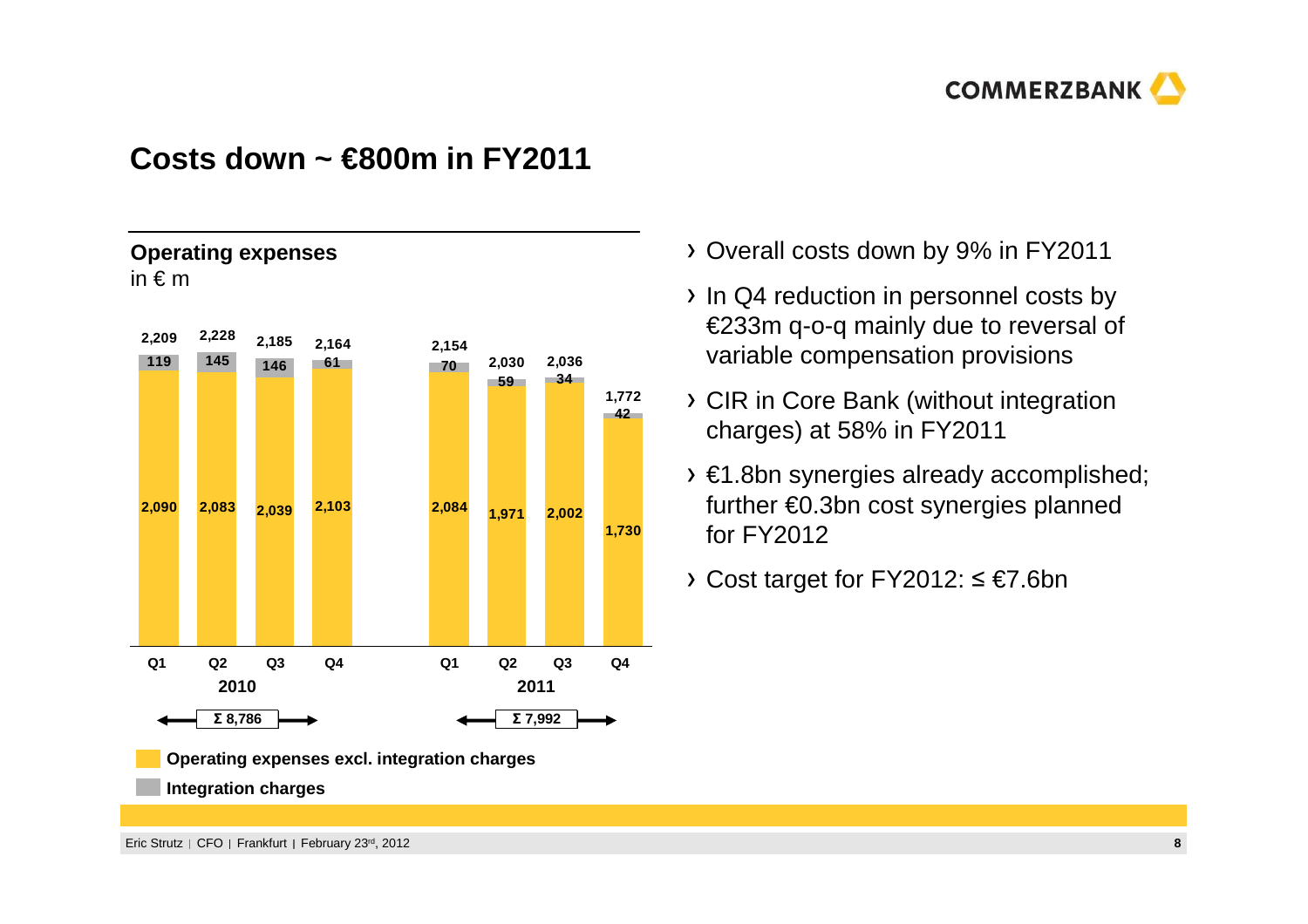# Costs down ~ €800m in FY2011

## Operating expenses

in € m

| | 2010 Q1 | 2010 Q2 | 2010 Q3 | 2010 Q4 | 2011 Q1 | 2011 Q2 | 2011 Q3 | 2011 Q4 |
|---|---|---|---|---|---|---|---|---|
| Operating expenses excl. integration charges | 2,090 | 2,083 | 2,039 | 2,103 | 2,084 | 1,971 | 2,002 | 1,730 |
| Integration charges | 119 | 145 | 146 | 61 | 70 | 59 | 34 | 42 |
| Total | 2,209 | 2,228 | 2,185 | 2,164 | 2,154 | 2,030 | 2,036 | 1,772 |

2010: Σ 8,786

2011: Σ 7,992

- Overall costs down by 9% in FY2011
- In Q4 reduction in personnel costs by €233m q-o-q mainly due to reversal of variable compensation provisions
- CIR in Core Bank (without integration charges) at 58% in FY2011
- €1.8bn synergies already accomplished; further €0.3bn cost synergies planned for FY2012
- Cost target for FY2012: ≤ €7.6bn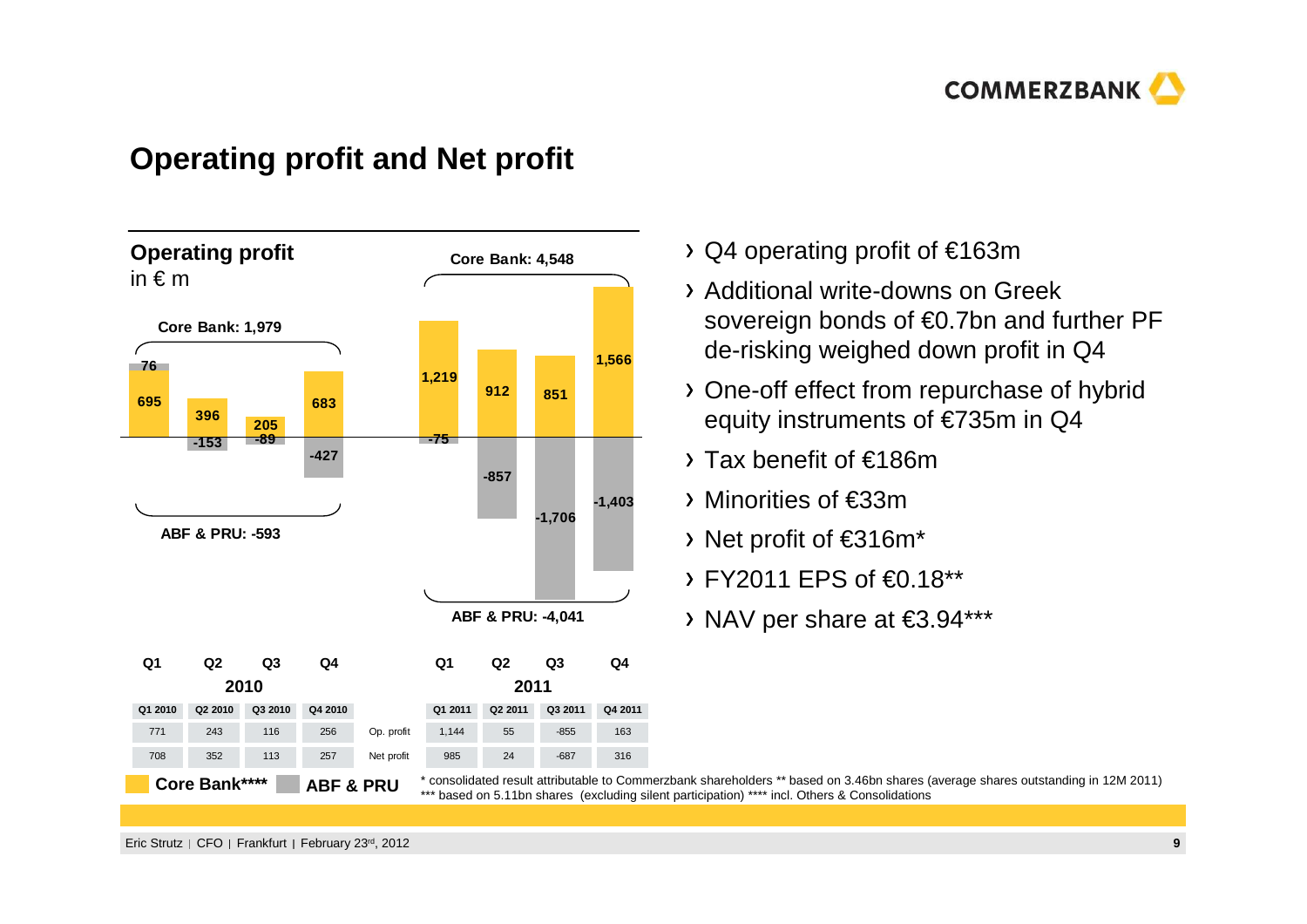## Operating profit and Net profit

**Operating profit**
in € m

| | Q1 2010 | Q2 2010 | Q3 2010 | Q4 2010 | Q1 2011 | Q2 2011 | Q3 2011 | Q4 2011 |
|---|---|---|---|---|---|---|---|---|
| Core Bank**** | 695 | 396 | 205 | 683 | 1,219 | 912 | 851 | 1,566 |
| ABF & PRU | 76 | -153 | -89 | -427 | -75 | -857 | -1,706 | -1,403 |
| Op. profit | 771 | 243 | 116 | 256 | 1,144 | 55 | -855 | 163 |
| Net profit | 708 | 352 | 113 | 257 | 985 | 24 | -687 | 316 |

2010: Core Bank: 1,979; ABF & PRU: -593

2011: Core Bank: 4,548; ABF & PRU: -4,041

- Q4 operating profit of €163m
- Additional write-downs on Greek sovereign bonds of €0.7bn and further PF de-risking weighed down profit in Q4
- One-off effect from repurchase of hybrid equity instruments of €735m in Q4
- Tax benefit of €186m
- Minorities of €33m
- Net profit of €316m*
- FY2011 EPS of €0.18**
- NAV per share at €3.94***

\* consolidated result attributable to Commerzbank shareholders ** based on 3.46bn shares (average shares outstanding in 12M 2011) *** based on 5.11bn shares (excluding silent participation) **** incl. Others & Consolidations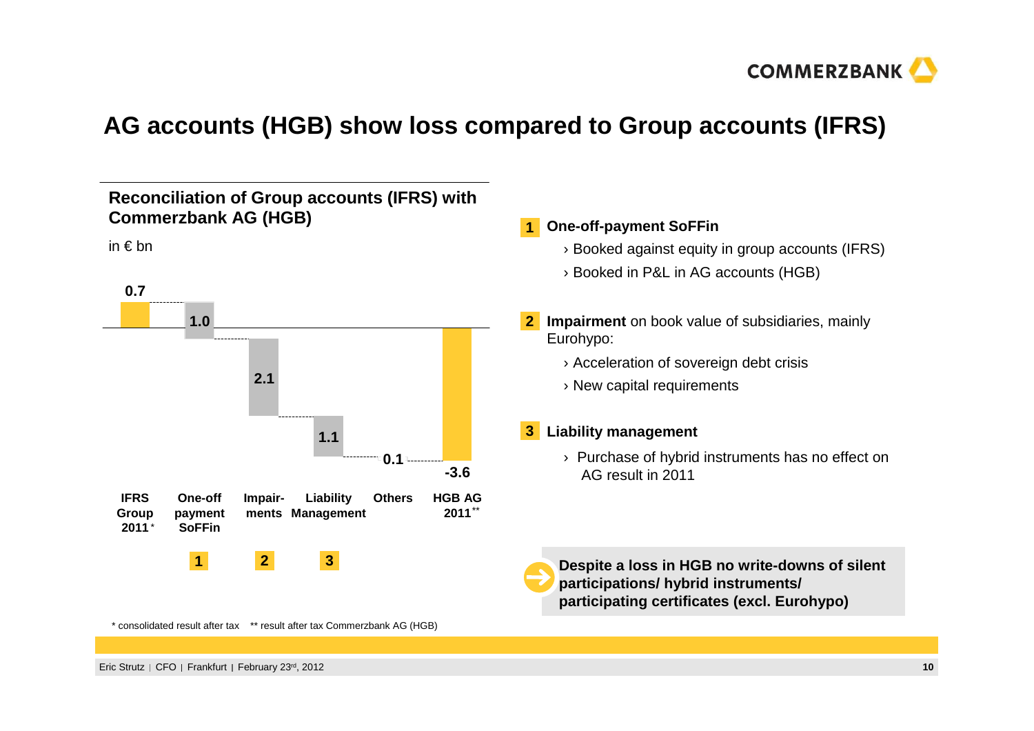# AG accounts (HGB) show loss compared to Group accounts (IFRS)

## Reconciliation of Group accounts (IFRS) with Commerzbank AG (HGB)

in € bn

| IFRS Group 2011* | One-off payment SoFFin [1] | Impairments [2] | Liability Management [3] | Others | HGB AG 2011** |
|---|---|---|---|---|---|
| 0.7 | 1.0 | 2.1 | 1.1 | 0.1 | -3.6 |

\* consolidated result after tax  ** result after tax Commerzbank AG (HGB)

**1 One-off-payment SoFFin**

- › Booked against equity in group accounts (IFRS)
- › Booked in P&L in AG accounts (HGB)

**2 Impairment** on book value of subsidiaries, mainly Eurohypo:

- › Acceleration of sovereign debt crisis
- › New capital requirements

**3 Liability management**

- › Purchase of hybrid instruments has no effect on AG result in 2011

**Despite a loss in HGB no write-downs of silent participations/ hybrid instruments/ participating certificates (excl. Eurohypo)**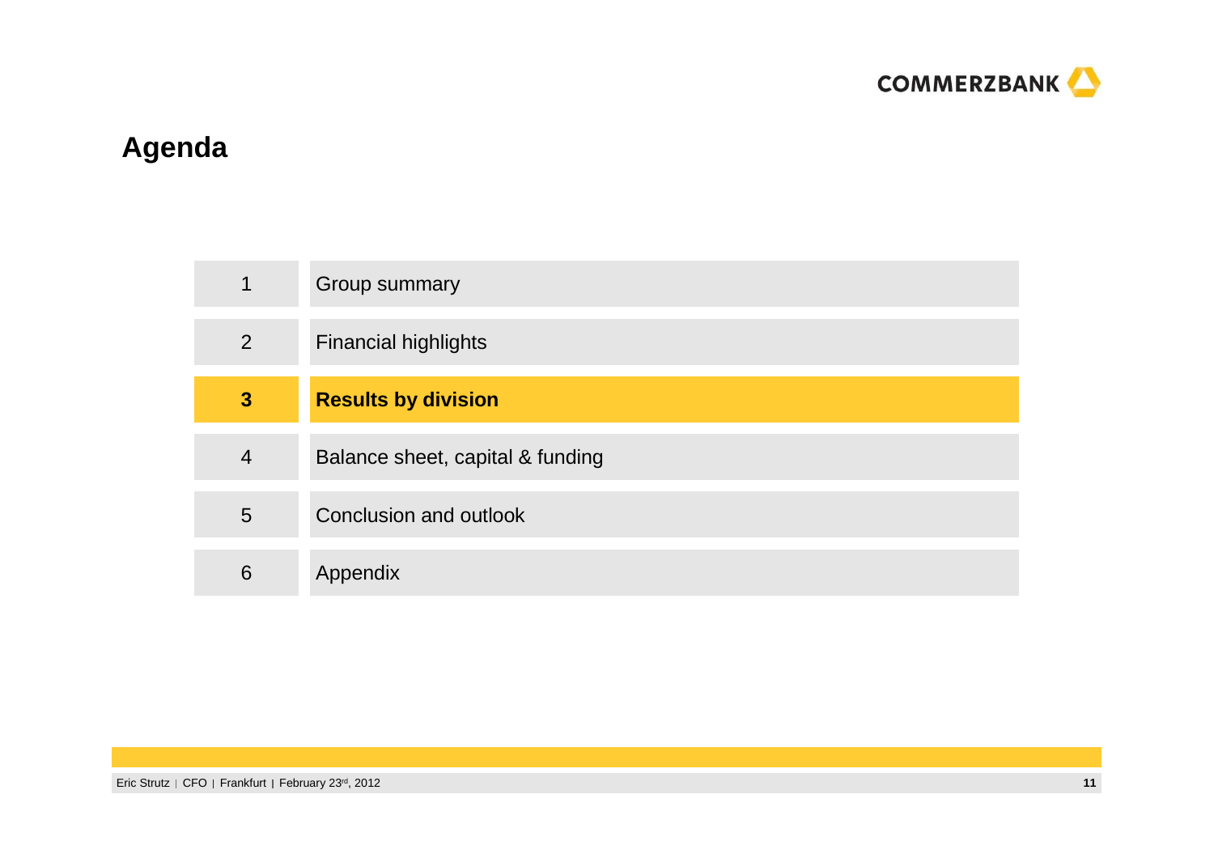# Agenda

1. Group summary
2. Financial highlights
3. **Results by division**
4. Balance sheet, capital & funding
5. Conclusion and outlook
6. Appendix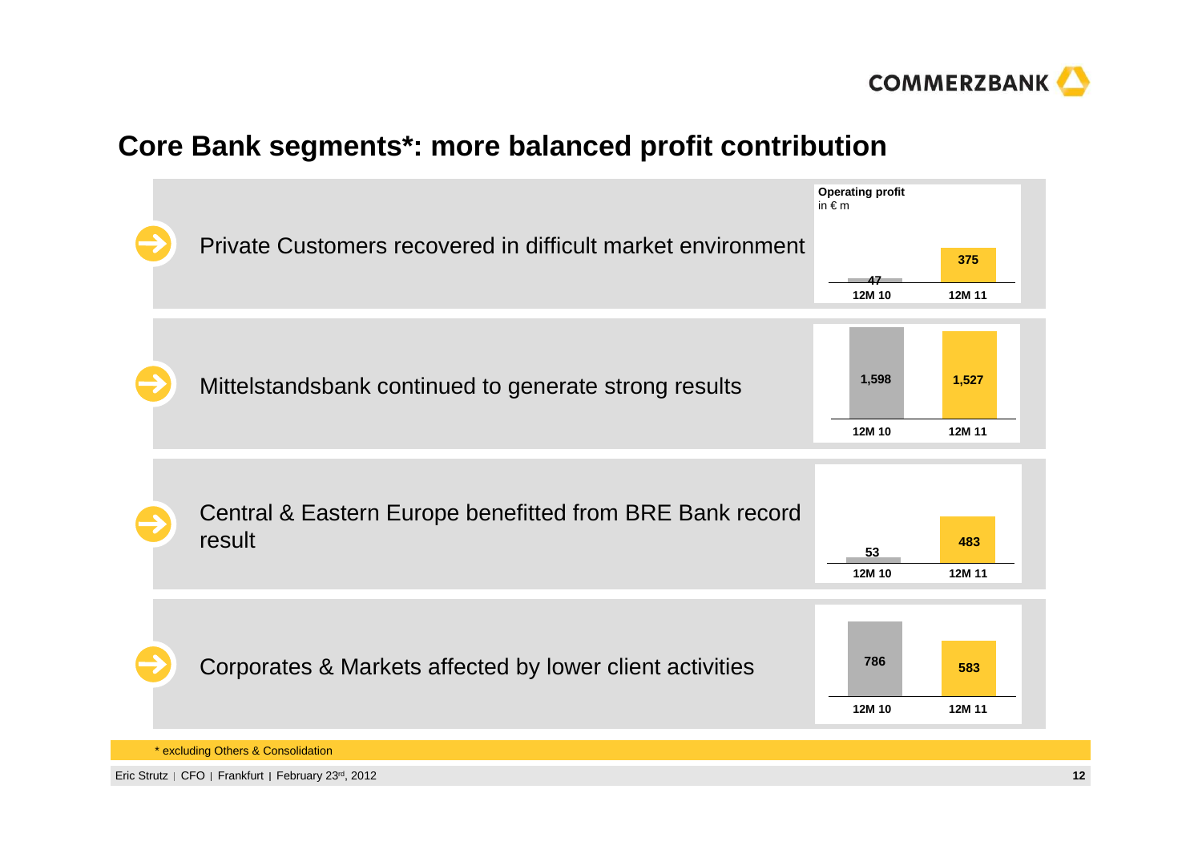# Core Bank segments*: more balanced profit contribution

**Operating profit** in € m

| Segment | 12M 10 | 12M 11 |
| --- | --- | --- |
| Private Customers recovered in difficult market environment | 47 | 375 |
| Mittelstandsbank continued to generate strong results | 1,598 | 1,527 |
| Central & Eastern Europe benefitted from BRE Bank record result | 53 | 483 |
| Corporates & Markets affected by lower client activities | 786 | 583 |

* excluding Others & Consolidation

Eric Strutz | CFO | Frankfurt | February 23rd, 2012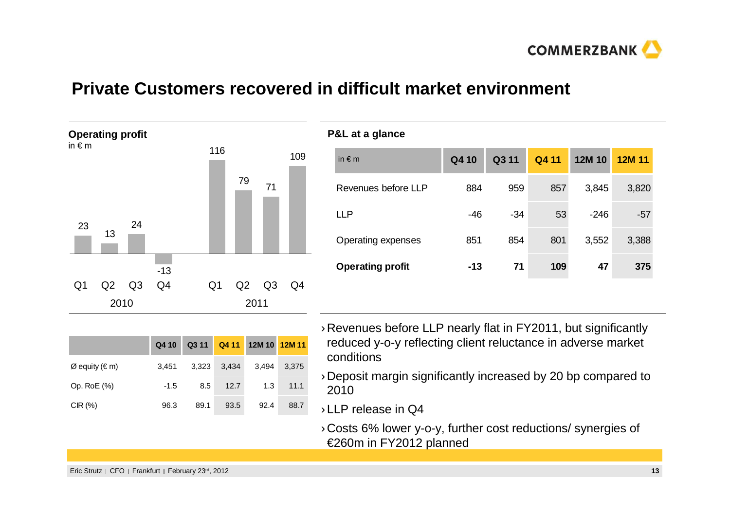# Private Customers recovered in difficult market environment

**Operating profit**

in € m

| | 2010 Q1 | 2010 Q2 | 2010 Q3 | 2010 Q4 | 2011 Q1 | 2011 Q2 | 2011 Q3 | 2011 Q4 |
|---|---|---|---|---|---|---|---|---|
| Operating profit | 23 | 13 | 24 | -13 | 116 | 79 | 71 | 109 |

| | Q4 10 | Q3 11 | Q4 11 | 12M 10 | 12M 11 |
|---|---|---|---|---|---|
| Ø equity (€ m) | 3,451 | 3,323 | 3,434 | 3,494 | 3,375 |
| Op. RoE (%) | -1.5 | 8.5 | 12.7 | 1.3 | 11.1 |
| CIR (%) | 96.3 | 89.1 | 93.5 | 92.4 | 88.7 |

**P&L at a glance**

| in € m | Q4 10 | Q3 11 | Q4 11 | 12M 10 | 12M 11 |
|---|---|---|---|---|---|
| Revenues before LLP | 884 | 959 | 857 | 3,845 | 3,820 |
| LLP | -46 | -34 | 53 | -246 | -57 |
| Operating expenses | 851 | 854 | 801 | 3,552 | 3,388 |
| **Operating profit** | **-13** | **71** | **109** | **47** | **375** |

- Revenues before LLP nearly flat in FY2011, but significantly reduced y-o-y reflecting client reluctance in adverse market conditions
- Deposit margin significantly increased by 20 bp compared to 2010
- LLP release in Q4
- Costs 6% lower y-o-y, further cost reductions/ synergies of €260m in FY2012 planned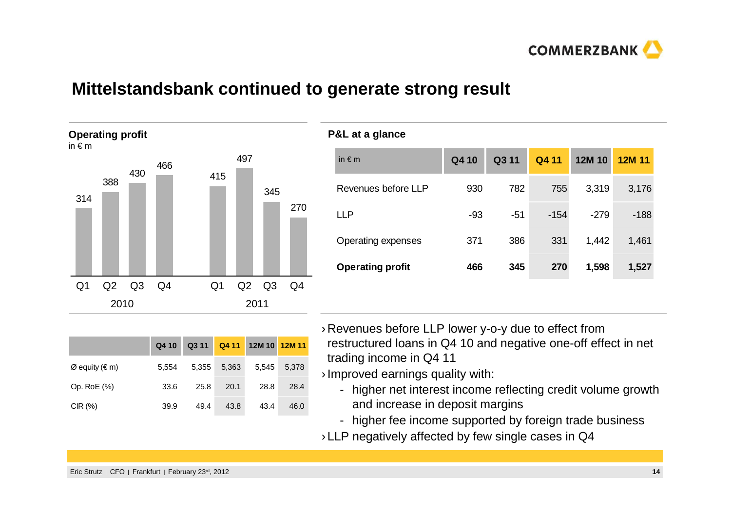# Mittelstandsbank continued to generate strong result

**Operating profit**
in € m

| | Q1 | Q2 | Q3 | Q4 |
|---|---|---|---|---|
| 2010 | 314 | 388 | 430 | 466 |
| 2011 | 415 | 497 | 345 | 270 |

| | Q4 10 | Q3 11 | Q4 11 | 12M 10 | 12M 11 |
|---|---|---|---|---|---|
| Ø equity (€ m) | 5,554 | 5,355 | 5,363 | 5,545 | 5,378 |
| Op. RoE (%) | 33.6 | 25.8 | 20.1 | 28.8 | 28.4 |
| CIR (%) | 39.9 | 49.4 | 43.8 | 43.4 | 46.0 |

**P&L at a glance**

| in € m | Q4 10 | Q3 11 | Q4 11 | 12M 10 | 12M 11 |
|---|---|---|---|---|---|
| Revenues before LLP | 930 | 782 | 755 | 3,319 | 3,176 |
| LLP | -93 | -51 | -154 | -279 | -188 |
| Operating expenses | 371 | 386 | 331 | 1,442 | 1,461 |
| **Operating profit** | **466** | **345** | **270** | **1,598** | **1,527** |

- Revenues before LLP lower y-o-y due to effect from restructured loans in Q4 10 and negative one-off effect in net trading income in Q4 11
- Improved earnings quality with:
  - higher net interest income reflecting credit volume growth and increase in deposit margins
  - higher fee income supported by foreign trade business
- LLP negatively affected by few single cases in Q4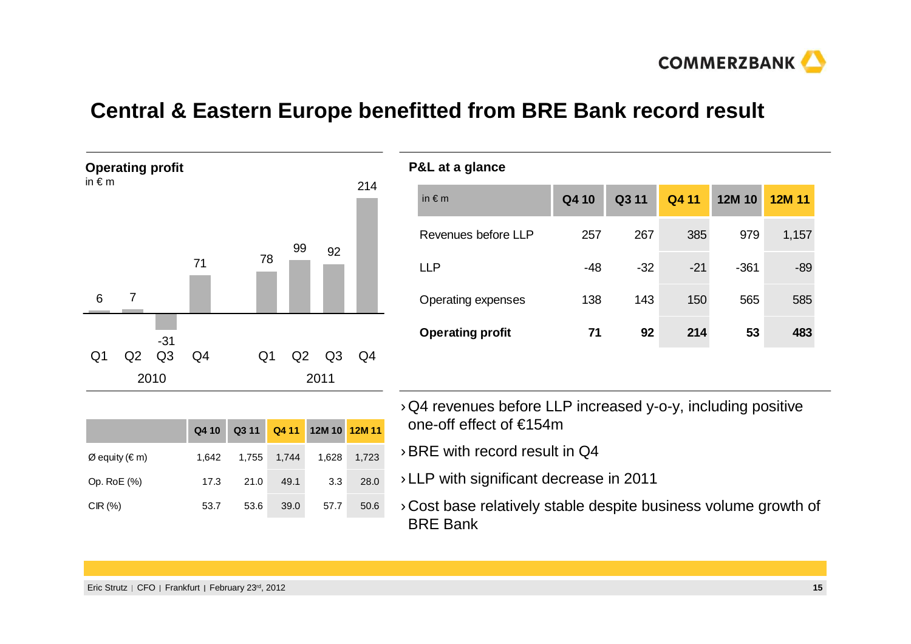# Central & Eastern Europe benefitted from BRE Bank record result

## Operating profit

in € m

| | Q1 2010 | Q2 2010 | Q3 2010 | Q4 2010 | Q1 2011 | Q2 2011 | Q3 2011 | Q4 2011 |
|---|---|---|---|---|---|---|---|---|
| Operating profit | 6 | 7 | -31 | 71 | 78 | 99 | 92 | 214 |

| | Q4 10 | Q3 11 | Q4 11 | 12M 10 | 12M 11 |
|---|---|---|---|---|---|
| Ø equity (€ m) | 1,642 | 1,755 | 1,744 | 1,628 | 1,723 |
| Op. RoE (%) | 17.3 | 21.0 | 49.1 | 3.3 | 28.0 |
| CIR (%) | 53.7 | 53.6 | 39.0 | 57.7 | 50.6 |

## P&L at a glance

| in € m | Q4 10 | Q3 11 | Q4 11 | 12M 10 | 12M 11 |
|---|---|---|---|---|---|
| Revenues before LLP | 257 | 267 | 385 | 979 | 1,157 |
| LLP | -48 | -32 | -21 | -361 | -89 |
| Operating expenses | 138 | 143 | 150 | 565 | 585 |
| **Operating profit** | **71** | **92** | **214** | **53** | **483** |

- Q4 revenues before LLP increased y-o-y, including positive one-off effect of €154m
- BRE with record result in Q4
- LLP with significant decrease in 2011
- Cost base relatively stable despite business volume growth of BRE Bank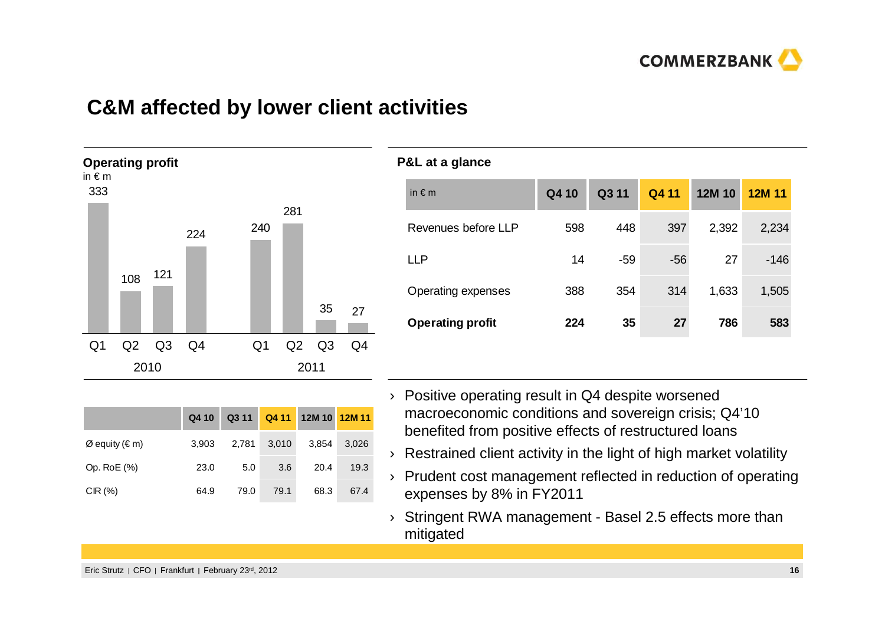# C&M affected by lower client activities

**Operating profit**

in € m

| | Q1 | Q2 | Q3 | Q4 |
|---|---|---|---|---|
| 2010 | 333 | 108 | 121 | 224 |
| 2011 | 240 | 281 | 35 | 27 |

| | Q4 10 | Q3 11 | Q4 11 | 12M 10 | 12M 11 |
|---|---|---|---|---|---|
| Ø equity (€ m) | 3,903 | 2,781 | 3,010 | 3,854 | 3,026 |
| Op. RoE (%) | 23.0 | 5.0 | 3.6 | 20.4 | 19.3 |
| CIR (%) | 64.9 | 79.0 | 79.1 | 68.3 | 67.4 |

**P&L at a glance**

| in € m | Q4 10 | Q3 11 | Q4 11 | 12M 10 | 12M 11 |
|---|---|---|---|---|---|
| Revenues before LLP | 598 | 448 | 397 | 2,392 | 2,234 |
| LLP | 14 | -59 | -56 | 27 | -146 |
| Operating expenses | 388 | 354 | 314 | 1,633 | 1,505 |
| **Operating profit** | **224** | **35** | **27** | **786** | **583** |

- Positive operating result in Q4 despite worsened macroeconomic conditions and sovereign crisis; Q4'10 benefited from positive effects of restructured loans
- Restrained client activity in the light of high market volatility
- Prudent cost management reflected in reduction of operating expenses by 8% in FY2011
- Stringent RWA management - Basel 2.5 effects more than mitigated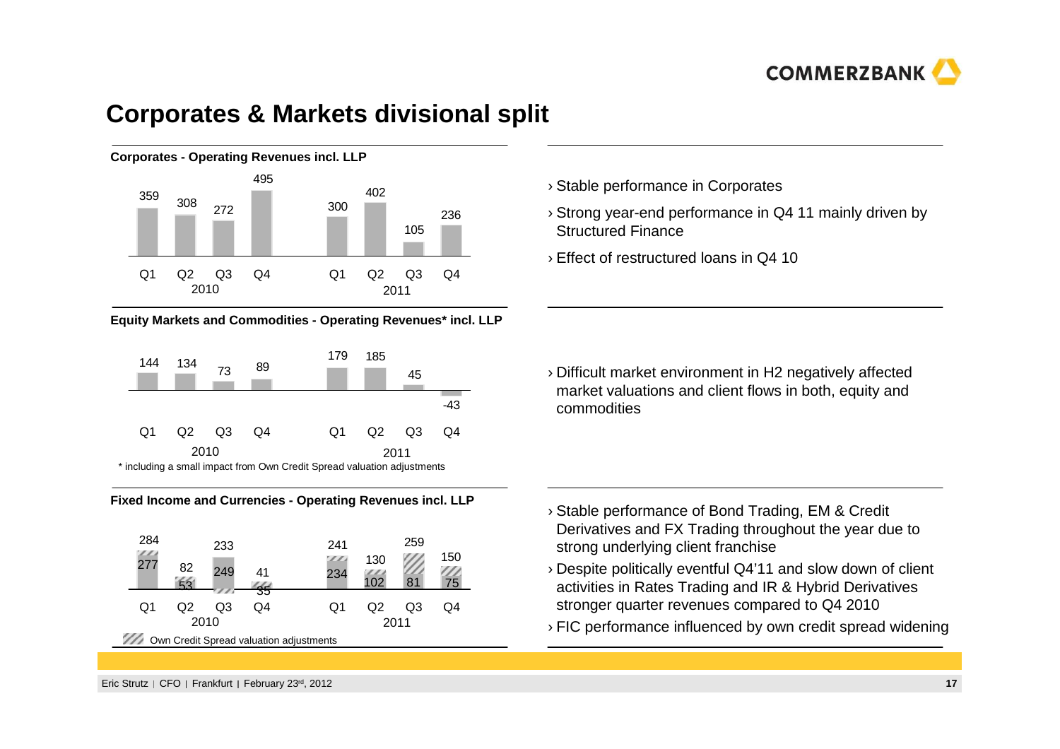# Corporates & Markets divisional split

**Corporates - Operating Revenues incl. LLP**

| | Q1 2010 | Q2 2010 | Q3 2010 | Q4 2010 | Q1 2011 | Q2 2011 | Q3 2011 | Q4 2011 |
|---|---|---|---|---|---|---|---|---|
| Operating Revenues incl. LLP | 359 | 308 | 272 | 495 | 300 | 402 | 105 | 236 |

- › Stable performance in Corporates
- › Strong year-end performance in Q4 11 mainly driven by Structured Finance
- › Effect of restructured loans in Q4 10

**Equity Markets and Commodities - Operating Revenues\* incl. LLP**

| | Q1 2010 | Q2 2010 | Q3 2010 | Q4 2010 | Q1 2011 | Q2 2011 | Q3 2011 | Q4 2011 |
|---|---|---|---|---|---|---|---|---|
| Operating Revenues incl. LLP | 144 | 134 | 73 | 89 | 179 | 185 | 45 | -43 |

\* including a small impact from Own Credit Spread valuation adjustments

- › Difficult market environment in H2 negatively affected market valuations and client flows in both, equity and commodities

**Fixed Income and Currencies - Operating Revenues incl. LLP**

| | Q1 2010 | Q2 2010 | Q3 2010 | Q4 2010 | Q1 2011 | Q2 2011 | Q3 2011 | Q4 2011 |
|---|---|---|---|---|---|---|---|---|
| Operating Revenues incl. LLP | 284 | 82 | 233 | 41 | 241 | 130 | 259 | 150 |
| excl. Own Credit Spread valuation adjustments | 277 | 53 | 249 | 35 | 234 | 102 | 81 | 75 |

Own Credit Spread valuation adjustments

- › Stable performance of Bond Trading, EM & Credit Derivatives and FX Trading throughout the year due to strong underlying client franchise
- › Despite politically eventful Q4'11 and slow down of client activities in Rates Trading and IR & Hybrid Derivatives stronger quarter revenues compared to Q4 2010
- › FIC performance influenced by own credit spread widening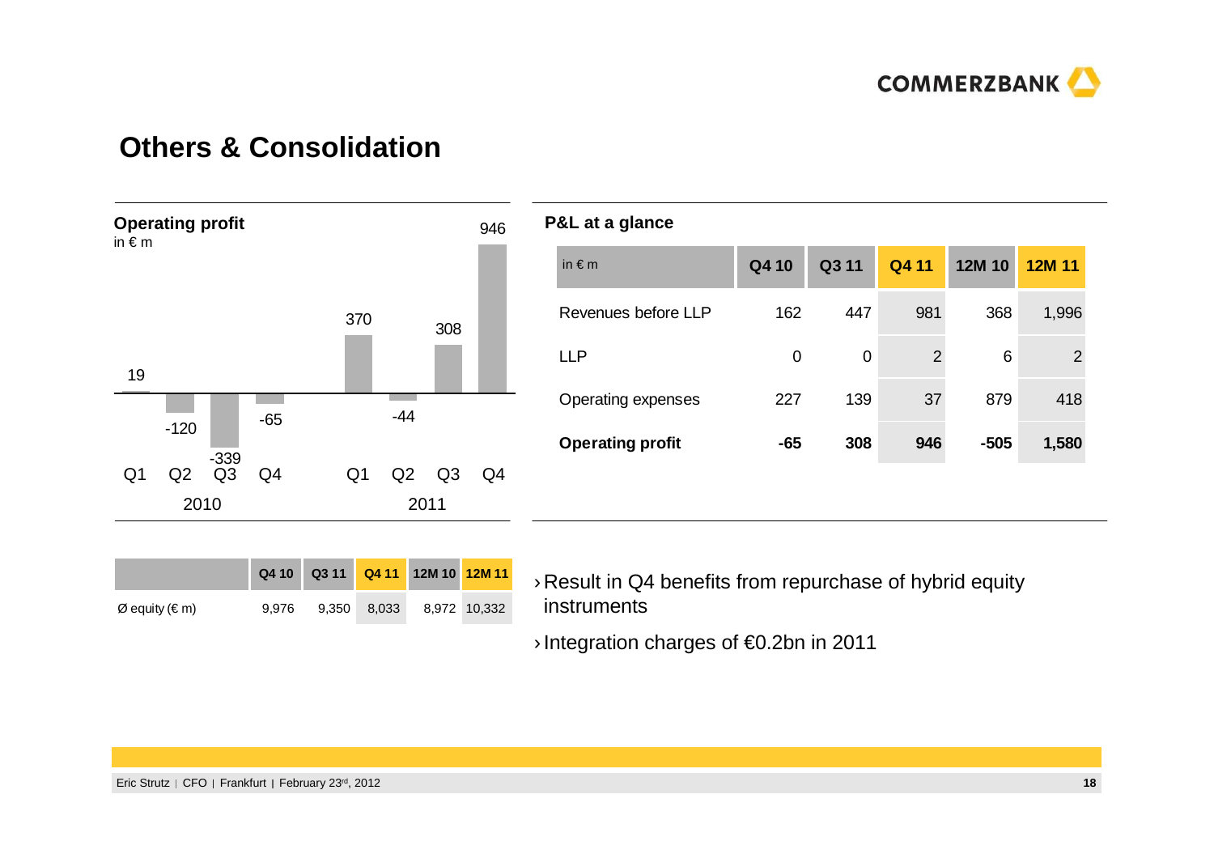# Others & Consolidation

**Operating profit**
in € m

| | Q1 | Q2 | Q3 | Q4 |
|---|---|---|---|---|
| 2010 | 19 | -120 | -339 | -65 |
| 2011 | 370 | -44 | 308 | 946 |

**P&L at a glance**

| in € m | Q4 10 | Q3 11 | Q4 11 | 12M 10 | 12M 11 |
|---|---|---|---|---|---|
| Revenues before LLP | 162 | 447 | 981 | 368 | 1,996 |
| LLP | 0 | 0 | 2 | 6 | 2 |
| Operating expenses | 227 | 139 | 37 | 879 | 418 |
| **Operating profit** | **-65** | **308** | **946** | **-505** | **1,580** |

| | Q4 10 | Q3 11 | Q4 11 | 12M 10 | 12M 11 |
|---|---|---|---|---|---|
| Ø equity (€ m) | 9,976 | 9,350 | 8,033 | 8,972 | 10,332 |

- Result in Q4 benefits from repurchase of hybrid equity instruments
- Integration charges of €0.2bn in 2011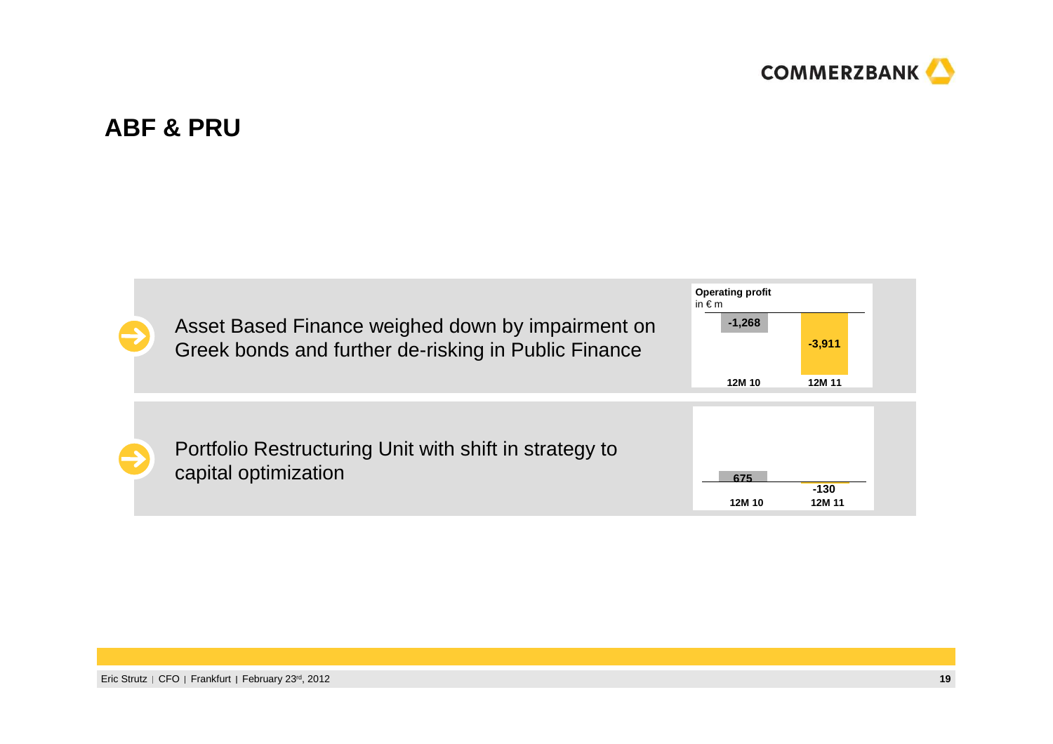# ABF & PRU

- Asset Based Finance weighed down by impairment on Greek bonds and further de-risking in Public Finance

**Operating profit**
in € m

| 12M 10 | 12M 11 |
| --- | --- |
| -1,268 | -3,911 |

- Portfolio Restructuring Unit with shift in strategy to capital optimization

| 12M 10 | 12M 11 |
| --- | --- |
| 675 | -130 |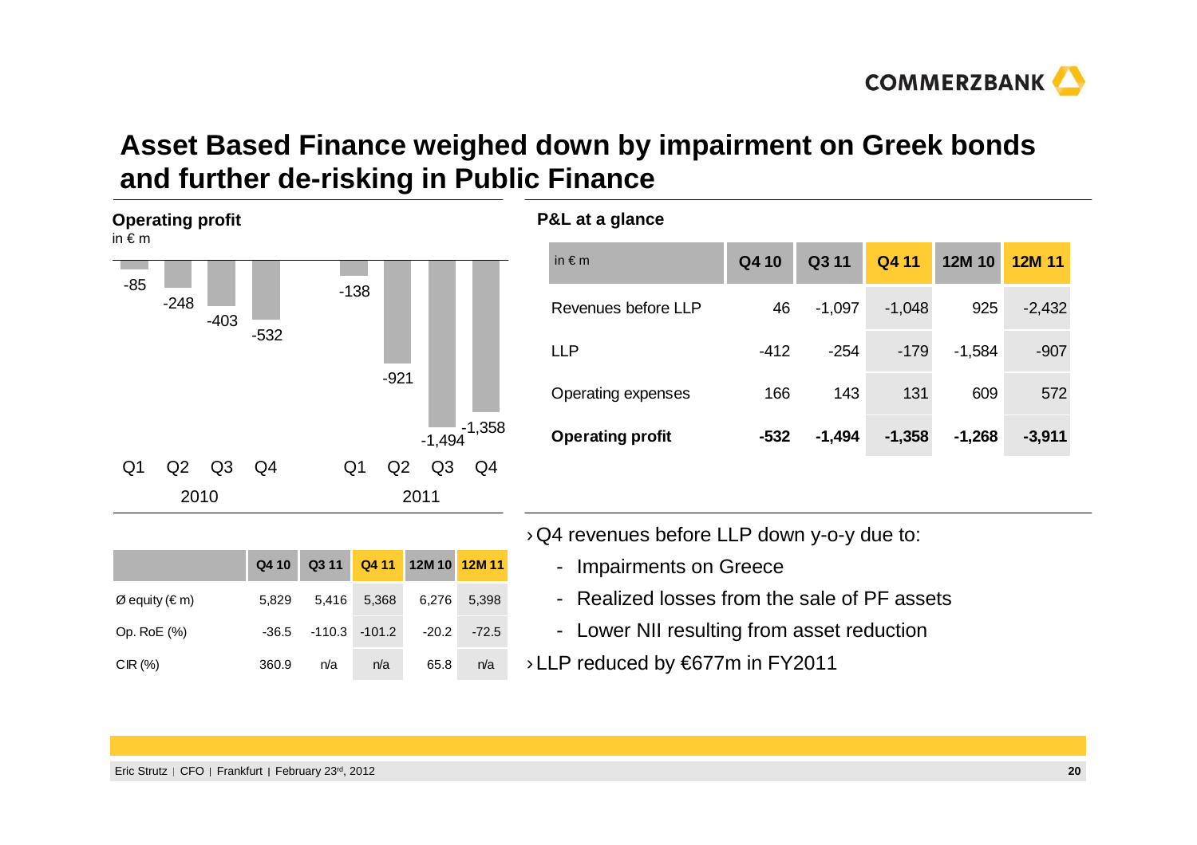# Asset Based Finance weighed down by impairment on Greek bonds and further de-risking in Public Finance

## Operating profit

in € m

| | Q1 | Q2 | Q3 | Q4 |
|---|---|---|---|---|
| 2010 | -85 | -248 | -403 | -532 |
| 2011 | -138 | -921 | -1,494 | -1,358 |

| | Q4 10 | Q3 11 | Q4 11 | 12M 10 | 12M 11 |
|---|---|---|---|---|---|
| Ø equity (€ m) | 5,829 | 5,416 | 5,368 | 6,276 | 5,398 |
| Op. RoE (%) | -36.5 | -110.3 | -101.2 | -20.2 | -72.5 |
| CIR (%) | 360.9 | n/a | n/a | 65.8 | n/a |

## P&L at a glance

| in € m | Q4 10 | Q3 11 | Q4 11 | 12M 10 | 12M 11 |
|---|---|---|---|---|---|
| Revenues before LLP | 46 | -1,097 | -1,048 | 925 | -2,432 |
| LLP | -412 | -254 | -179 | -1,584 | -907 |
| Operating expenses | 166 | 143 | 131 | 609 | 572 |
| **Operating profit** | **-532** | **-1,494** | **-1,358** | **-1,268** | **-3,911** |

- Q4 revenues before LLP down y-o-y due to:
  - Impairments on Greece
  - Realized losses from the sale of PF assets
  - Lower NII resulting from asset reduction
- LLP reduced by €677m in FY2011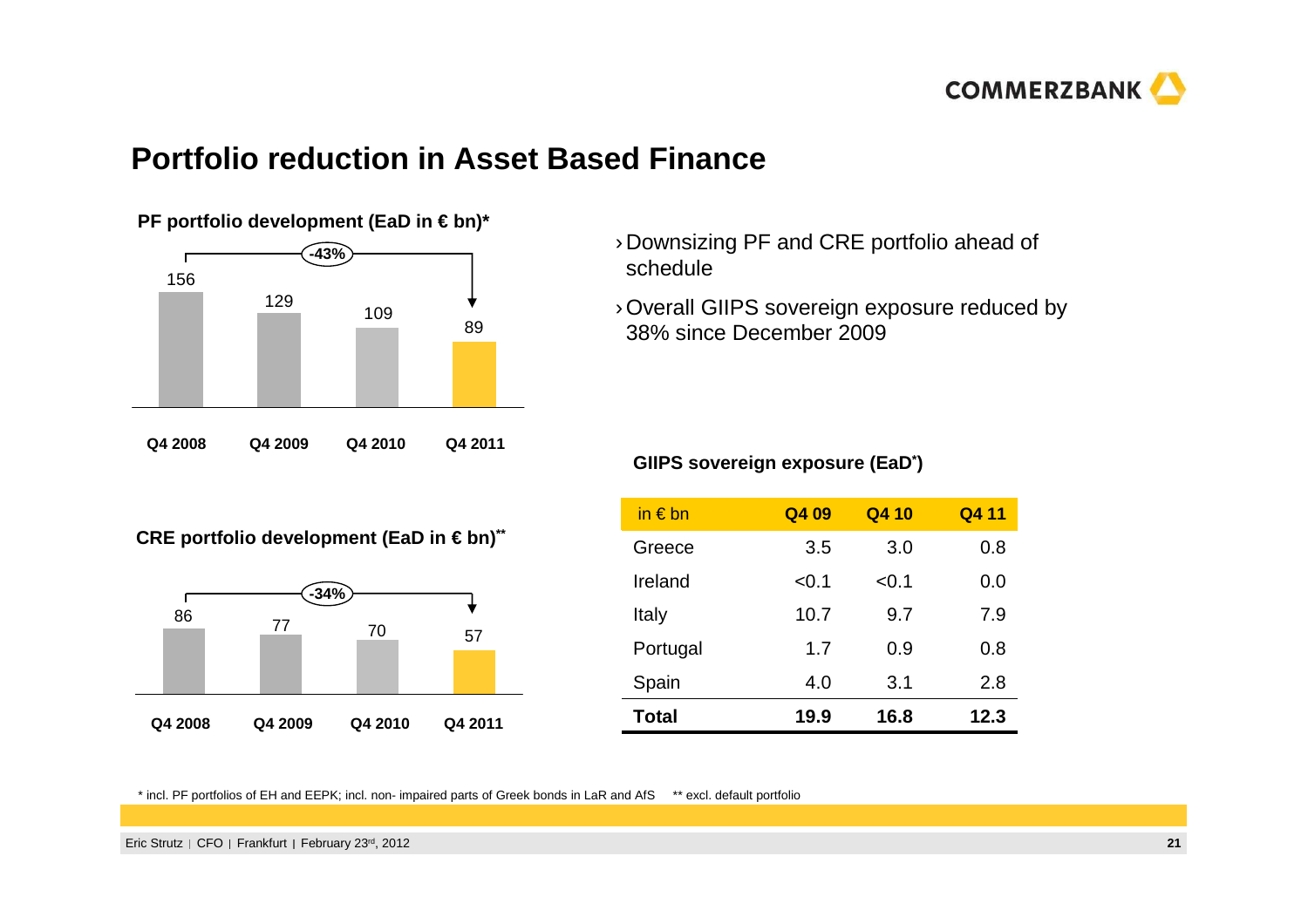# Portfolio reduction in Asset Based Finance

**PF portfolio development (EaD in € bn)***

| Q4 2008 | Q4 2009 | Q4 2010 | Q4 2011 |
|---|---|---|---|
| 156 | 129 | 109 | 89 |

-43%

**CRE portfolio development (EaD in € bn)****

| Q4 2008 | Q4 2009 | Q4 2010 | Q4 2011 |
|---|---|---|---|
| 86 | 77 | 70 | 57 |

-34%

- Downsizing PF and CRE portfolio ahead of schedule
- Overall GIIPS sovereign exposure reduced by 38% since December 2009

**GIIPS sovereign exposure (EaD*)**

| in € bn | Q4 09 | Q4 10 | Q4 11 |
|---|---|---|---|
| Greece | 3.5 | 3.0 | 0.8 |
| Ireland | <0.1 | <0.1 | 0.0 |
| Italy | 10.7 | 9.7 | 7.9 |
| Portugal | 1.7 | 0.9 | 0.8 |
| Spain | 4.0 | 3.1 | 2.8 |
| **Total** | **19.9** | **16.8** | **12.3** |

* incl. PF portfolios of EH and EEPK; incl. non- impaired parts of Greek bonds in LaR and AfS ** excl. default portfolio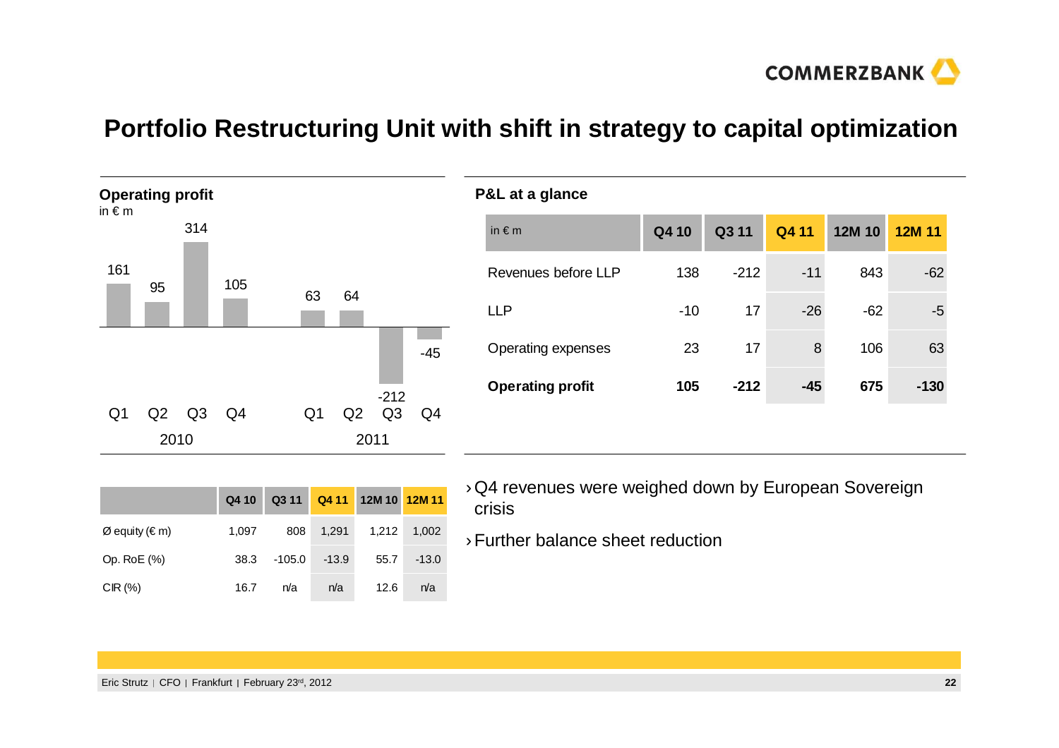# Portfolio Restructuring Unit with shift in strategy to capital optimization

**Operating profit**
in € m

| | 2010 Q1 | 2010 Q2 | 2010 Q3 | 2010 Q4 | 2011 Q1 | 2011 Q2 | 2011 Q3 | 2011 Q4 |
|---|---|---|---|---|---|---|---|---|
| Operating profit | 161 | 95 | 314 | 105 | 63 | 64 | -212 | -45 |

**P&L at a glance**

| in € m | Q4 10 | Q3 11 | Q4 11 | 12M 10 | 12M 11 |
|---|---|---|---|---|---|
| Revenues before LLP | 138 | -212 | -11 | 843 | -62 |
| LLP | -10 | 17 | -26 | -62 | -5 |
| Operating expenses | 23 | 17 | 8 | 106 | 63 |
| **Operating profit** | **105** | **-212** | **-45** | **675** | **-130** |

| | Q4 10 | Q3 11 | Q4 11 | 12M 10 | 12M 11 |
|---|---|---|---|---|---|
| Ø equity (€ m) | 1,097 | 808 | 1,291 | 1,212 | 1,002 |
| Op. RoE (%) | 38.3 | -105.0 | -13.9 | 55.7 | -13.0 |
| CIR (%) | 16.7 | n/a | n/a | 12.6 | n/a |

- Q4 revenues were weighed down by European Sovereign crisis
- Further balance sheet reduction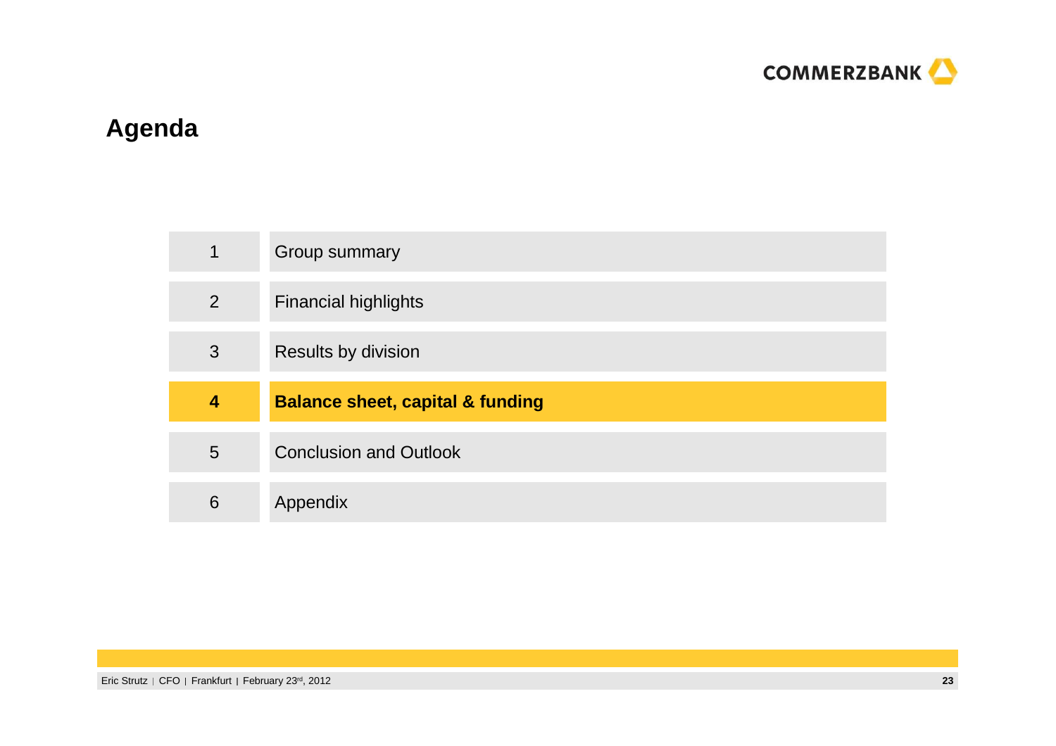# Agenda

| | |
|---|---|
| 1 | Group summary |
| 2 | Financial highlights |
| 3 | Results by division |
| **4** | **Balance sheet, capital & funding** |
| 5 | Conclusion and Outlook |
| 6 | Appendix |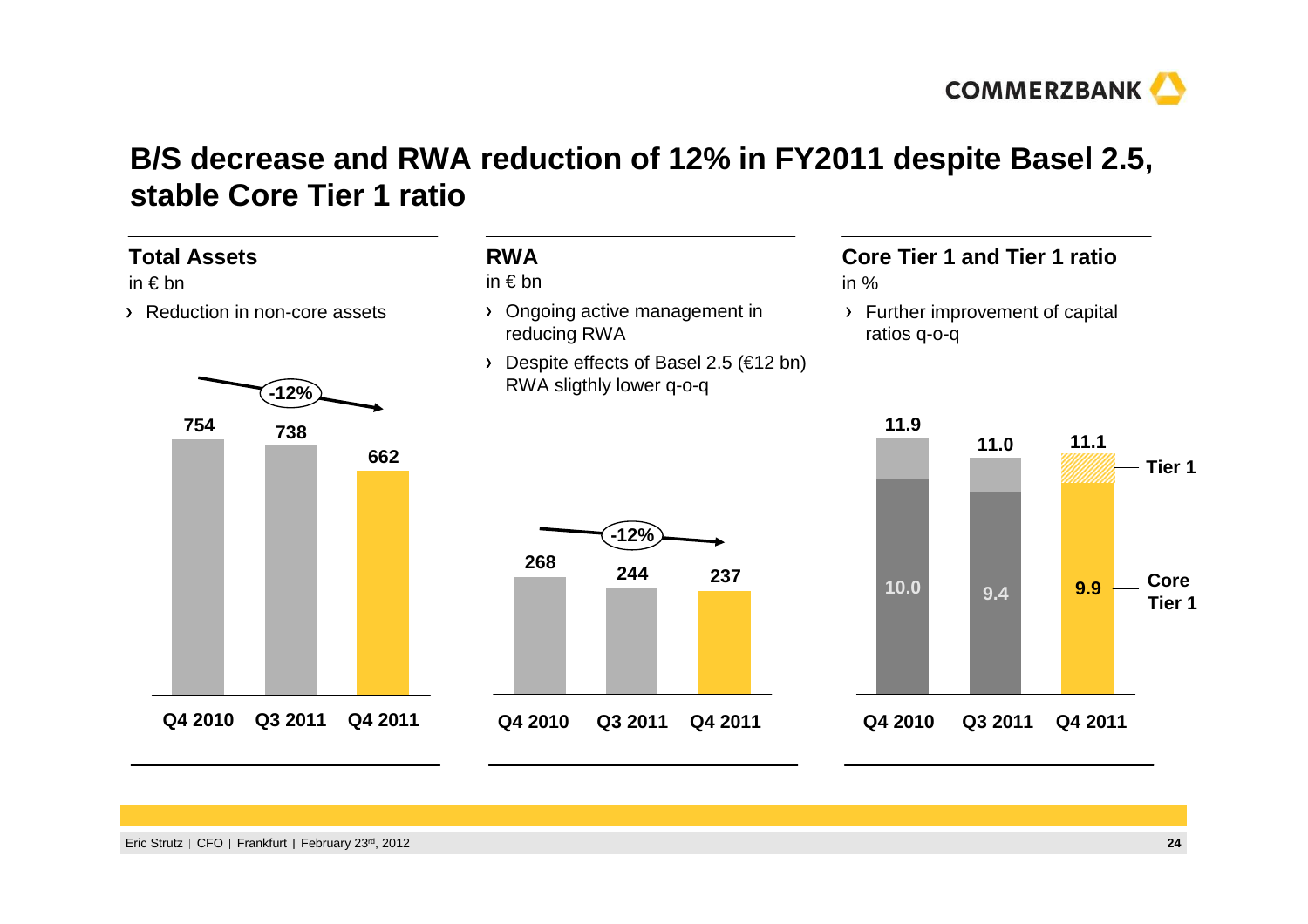# B/S decrease and RWA reduction of 12% in FY2011 despite Basel 2.5, stable Core Tier 1 ratio

## Total Assets

in € bn

- Reduction in non-core assets

| | Q4 2010 | Q3 2011 | Q4 2011 |
|---|---|---|---|
| Total Assets | 754 | 738 | 662 |

-12%

## RWA

in € bn

- Ongoing active management in reducing RWA
- Despite effects of Basel 2.5 (€12 bn) RWA sligthly lower q-o-q

| | Q4 2010 | Q3 2011 | Q4 2011 |
|---|---|---|---|
| RWA | 268 | 244 | 237 |

-12%

## Core Tier 1 and Tier 1 ratio

in %

- Further improvement of capital ratios q-o-q

| | Q4 2010 | Q3 2011 | Q4 2011 |
|---|---|---|---|
| Tier 1 | 11.9 | 11.0 | 11.1 |
| Core Tier 1 | 10.0 | 9.4 | 9.9 |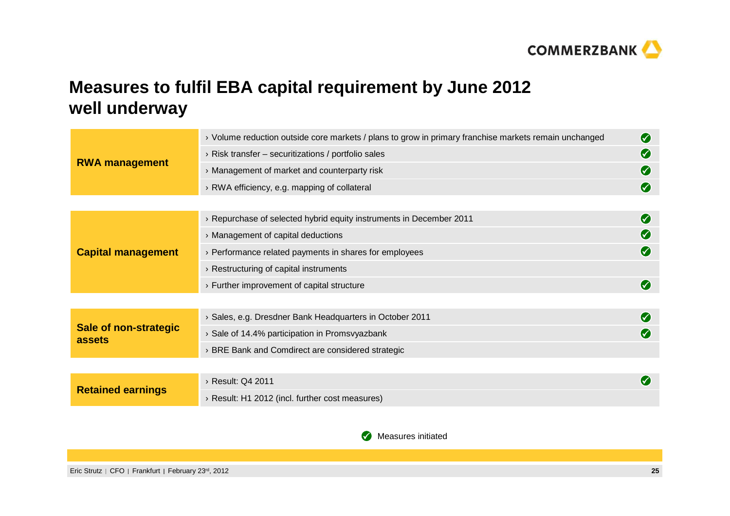# Measures to fulfil EBA capital requirement by June 2012 well underway

| Category | Measure | Status |
|---|---|---|
| **RWA management** | › Volume reduction outside core markets / plans to grow in primary franchise markets remain unchanged | ✓ |
| | › Risk transfer – securitizations / portfolio sales | ✓ |
| | › Management of market and counterparty risk | ✓ |
| | › RWA efficiency, e.g. mapping of collateral | ✓ |
| **Capital management** | › Repurchase of selected hybrid equity instruments in December 2011 | ✓ |
| | › Management of capital deductions | ✓ |
| | › Performance related payments in shares for employees | ✓ |
| | › Restructuring of capital instruments | |
| | › Further improvement of capital structure | ✓ |
| **Sale of non-strategic assets** | › Sales, e.g. Dresdner Bank Headquarters in October 2011 | ✓ |
| | › Sale of 14.4% participation in Promsvyazbank | ✓ |
| | › BRE Bank and Comdirect are considered strategic | |
| **Retained earnings** | › Result: Q4 2011 | ✓ |
| | › Result: H1 2012 (incl. further cost measures) | |

✓ Measures initiated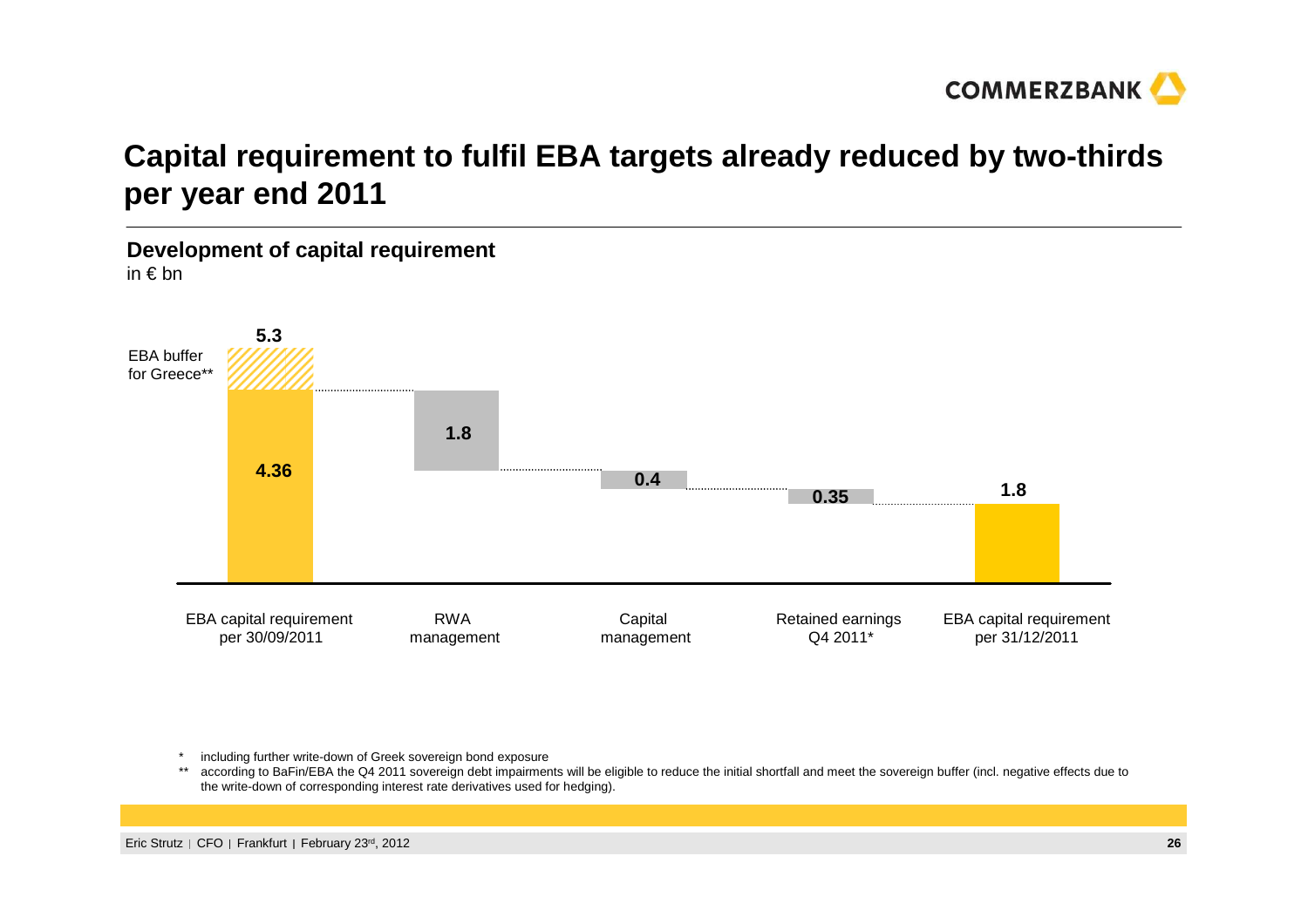# Capital requirement to fulfil EBA targets already reduced by two-thirds per year end 2011

## Development of capital requirement

in € bn

| | EBA capital requirement per 30/09/2011 | RWA management | Capital management | Retained earnings Q4 2011* | EBA capital requirement per 31/12/2011 |
|---|---|---|---|---|---|
| Total | 5.3 | | | | 1.8 |
| EBA buffer for Greece** | (included in 5.3) | | | | |
| | 4.36 | 1.8 | 0.4 | 0.35 | |

\* including further write-down of Greek sovereign bond exposure

\** according to BaFin/EBA the Q4 2011 sovereign debt impairments will be eligible to reduce the initial shortfall and meet the sovereign buffer (incl. negative effects due to the write-down of corresponding interest rate derivatives used for hedging).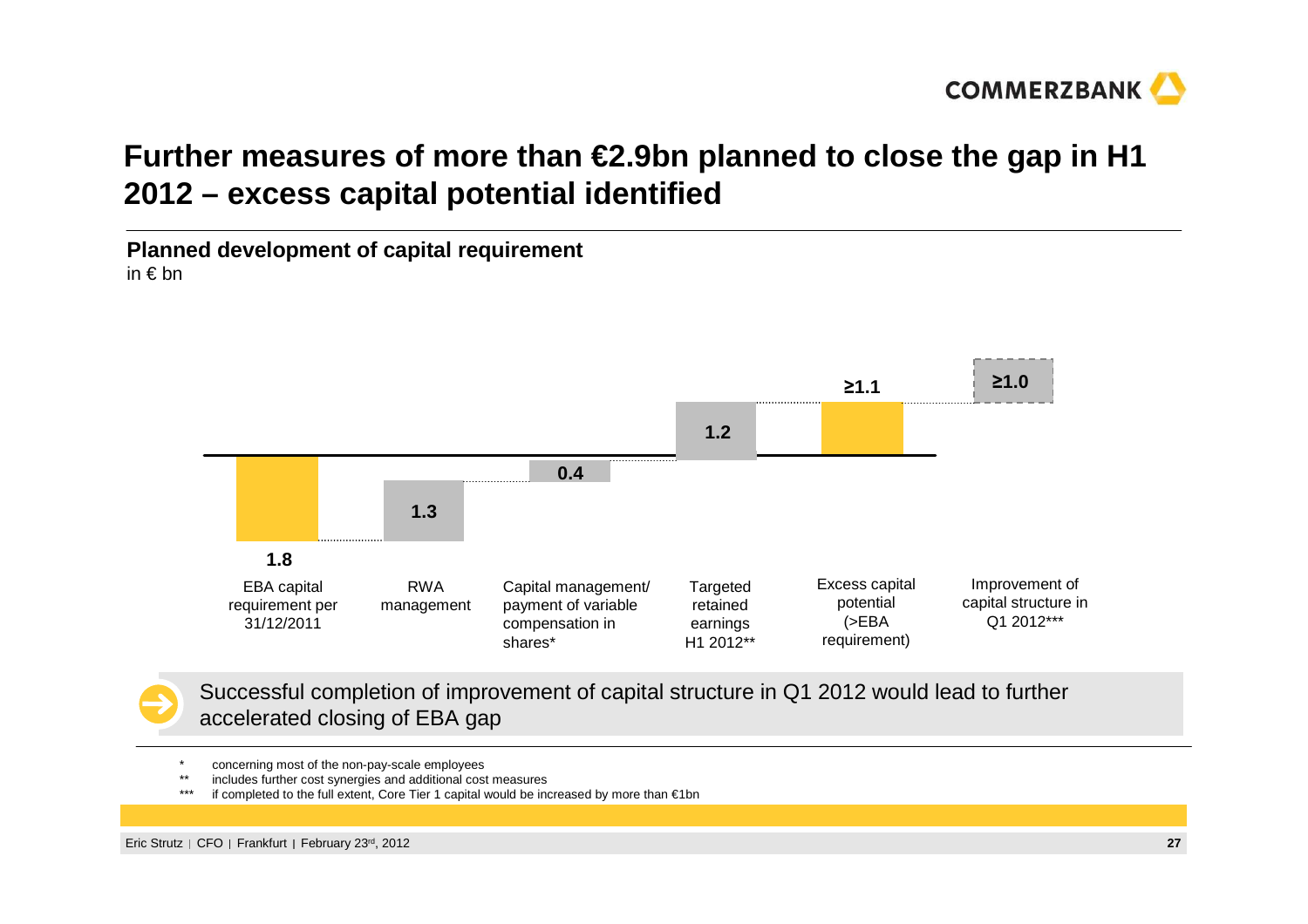# Further measures of more than €2.9bn planned to close the gap in H1 2012 – excess capital potential identified

**Planned development of capital requirement**
in € bn

| EBA capital requirement per 31/12/2011 | RWA management | Capital management/ payment of variable compensation in shares* | Targeted retained earnings H1 2012** | Excess capital potential (>EBA requirement) | Improvement of capital structure in Q1 2012*** |
|---|---|---|---|---|---|
| 1.8 | 1.3 | 0.4 | 1.2 | ≥1.1 | ≥1.0 |

Successful completion of improvement of capital structure in Q1 2012 would lead to further accelerated closing of EBA gap

\* concerning most of the non-pay-scale employees
\** includes further cost synergies and additional cost measures
\*** if completed to the full extent, Core Tier 1 capital would be increased by more than €1bn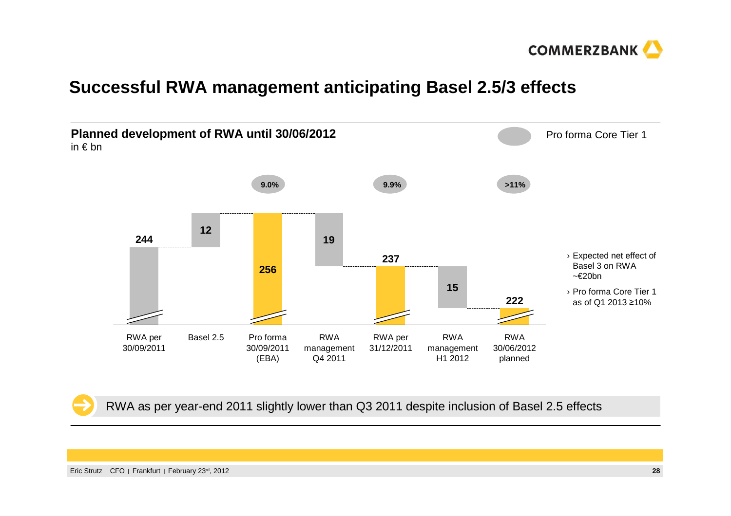# Successful RWA management anticipating Basel 2.5/3 effects

**Planned development of RWA until 30/06/2012**
in € bn

Pro forma Core Tier 1

| RWA per 30/09/2011 | Basel 2.5 | Pro forma 30/09/2011 (EBA) | RWA management Q4 2011 | RWA per 31/12/2011 | RWA management H1 2012 | RWA 30/06/2012 planned |
|---|---|---|---|---|---|---|
| 244 | 12 | 256 | 19 | 237 | 15 | 222 |
| | | 9.0% | | 9.9% | | >11% |

- Expected net effect of Basel 3 on RWA ~€20bn
- Pro forma Core Tier 1 as of Q1 2013 ≥10%

RWA as per year-end 2011 slightly lower than Q3 2011 despite inclusion of Basel 2.5 effects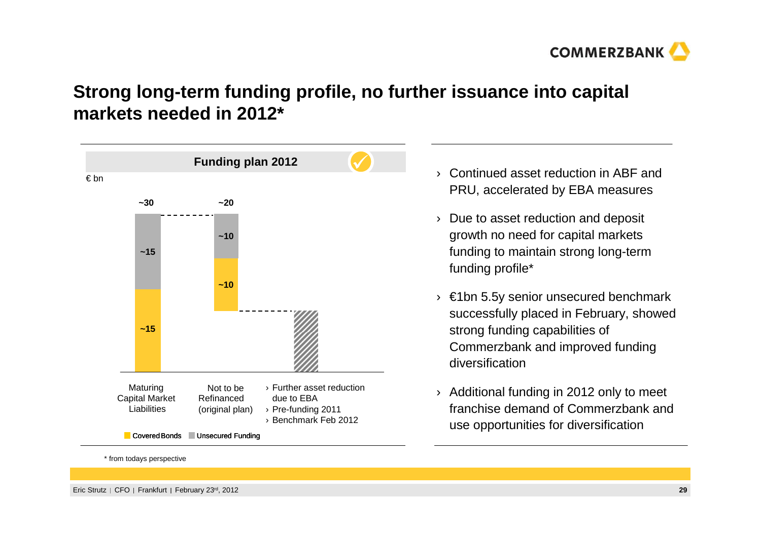# Strong long-term funding profile, no further issuance into capital markets needed in 2012*

**Funding plan 2012**

€ bn

| | Maturing Capital Market Liabilities | Not to be Refinanced (original plan) | › Further asset reduction due to EBA › Pre-funding 2011 › Benchmark Feb 2012 |
|---|---|---|---|
| Total | ~30 | ~20 | |
| Unsecured Funding | ~15 | ~10 | |
| Covered Bonds | ~15 | ~10 | |

- › Continued asset reduction in ABF and PRU, accelerated by EBA measures
- › Due to asset reduction and deposit growth no need for capital markets funding to maintain strong long-term funding profile*
- › €1bn 5.5y senior unsecured benchmark successfully placed in February, showed strong funding capabilities of Commerzbank and improved funding diversification
- › Additional funding in 2012 only to meet franchise demand of Commerzbank and use opportunities for diversification

\* from todays perspective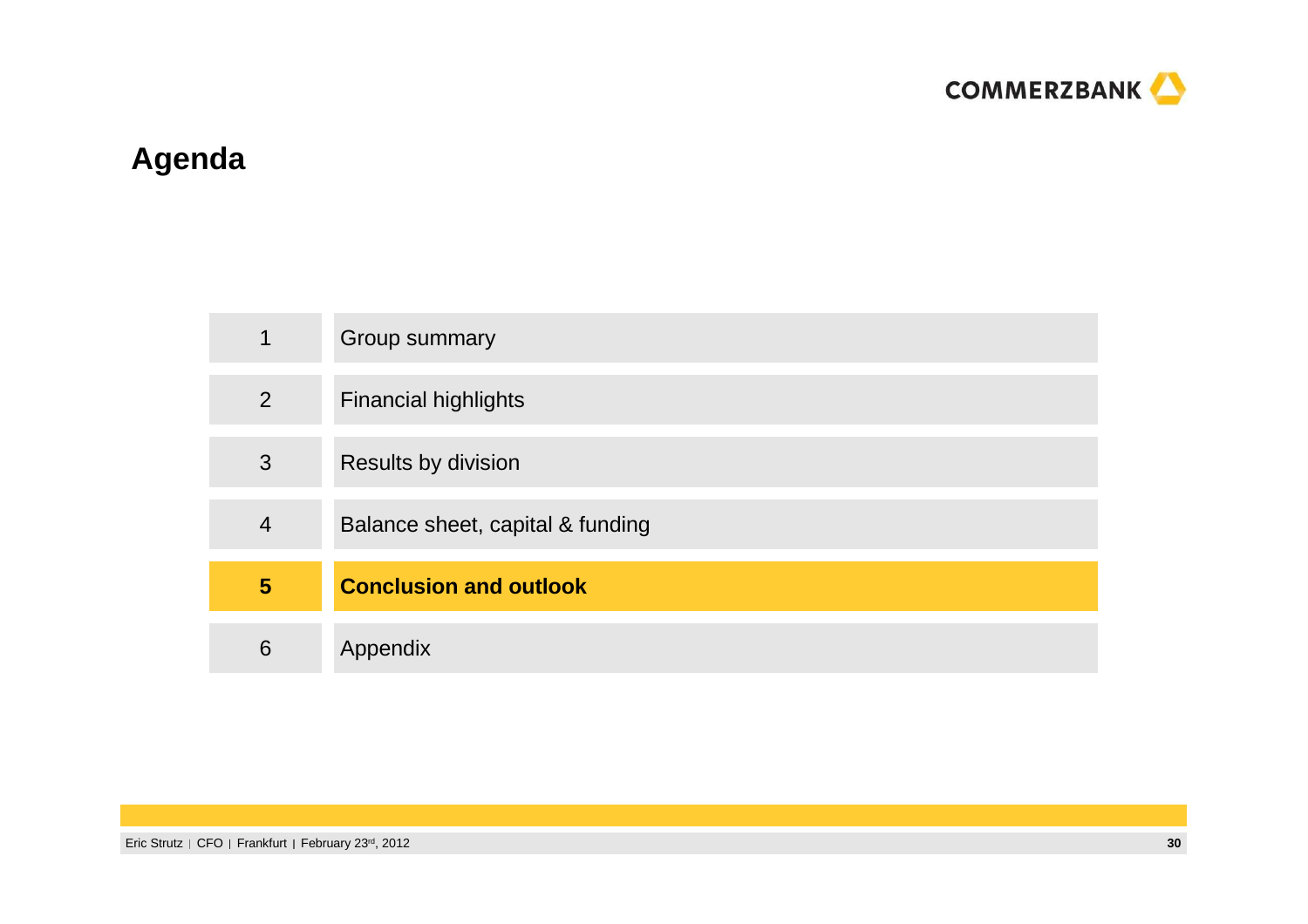# Agenda

| | |
|---|---|
| 1 | Group summary |
| 2 | Financial highlights |
| 3 | Results by division |
| 4 | Balance sheet, capital & funding |
| **5** | **Conclusion and outlook** |
| 6 | Appendix |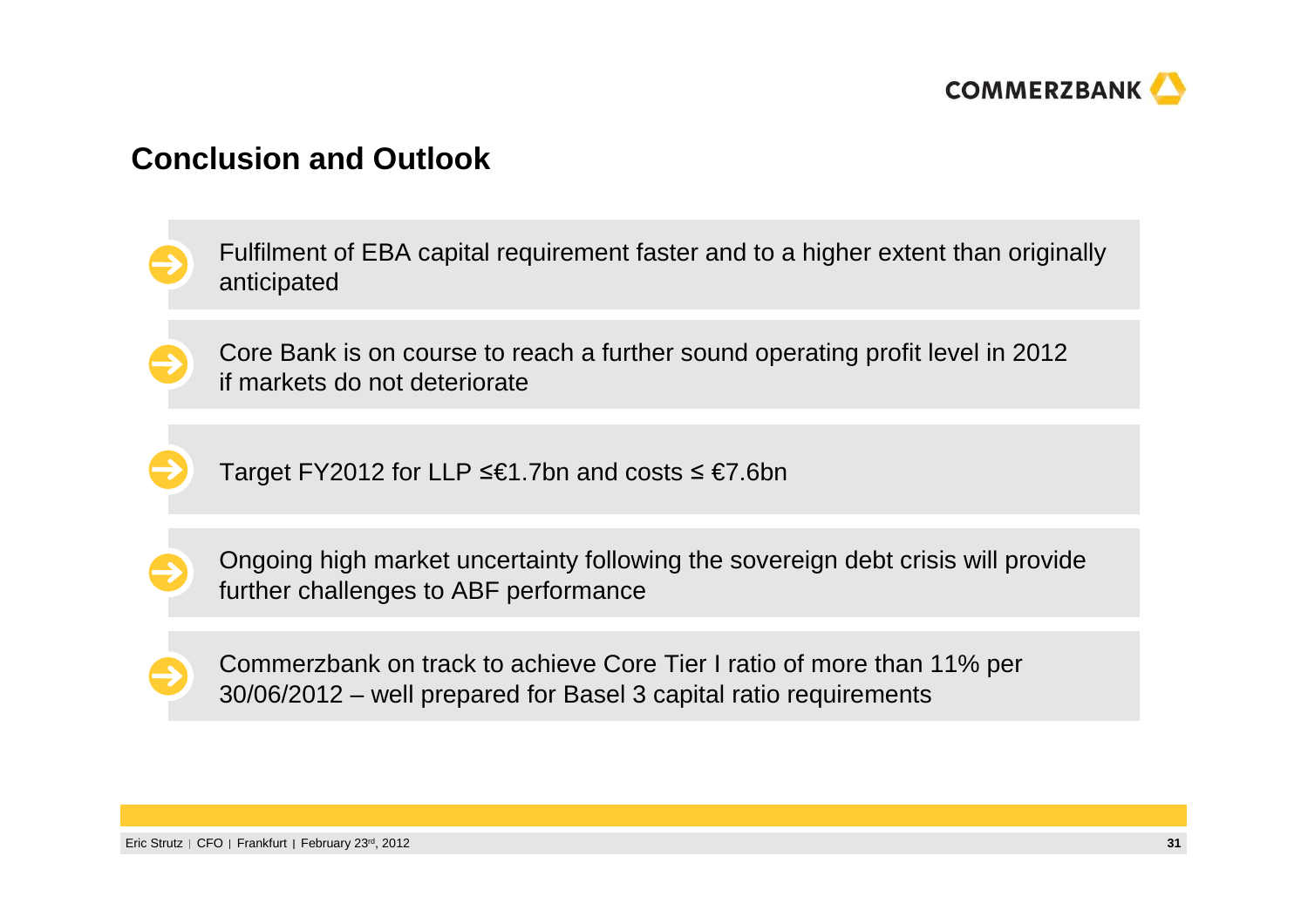## Conclusion and Outlook

- Fulfilment of EBA capital requirement faster and to a higher extent than originally anticipated
- Core Bank is on course to reach a further sound operating profit level in 2012 if markets do not deteriorate
- Target FY2012 for LLP ≤€1.7bn and costs ≤ €7.6bn
- Ongoing high market uncertainty following the sovereign debt crisis will provide further challenges to ABF performance
- Commerzbank on track to achieve Core Tier I ratio of more than 11% per 30/06/2012 – well prepared for Basel 3 capital ratio requirements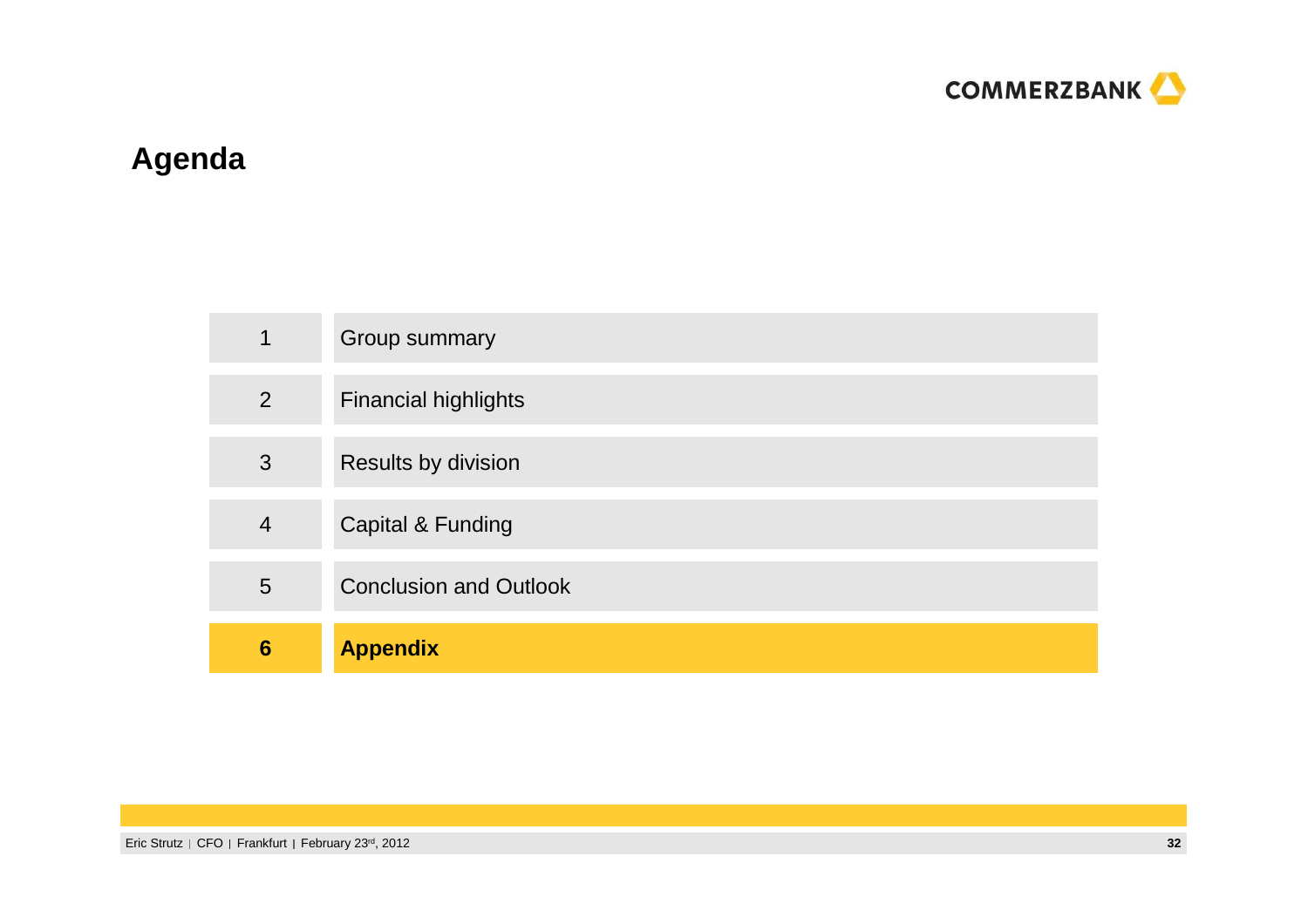# Agenda

| | |
|---|---|
| 1 | Group summary |
| 2 | Financial highlights |
| 3 | Results by division |
| 4 | Capital & Funding |
| 5 | Conclusion and Outlook |
| **6** | **Appendix** |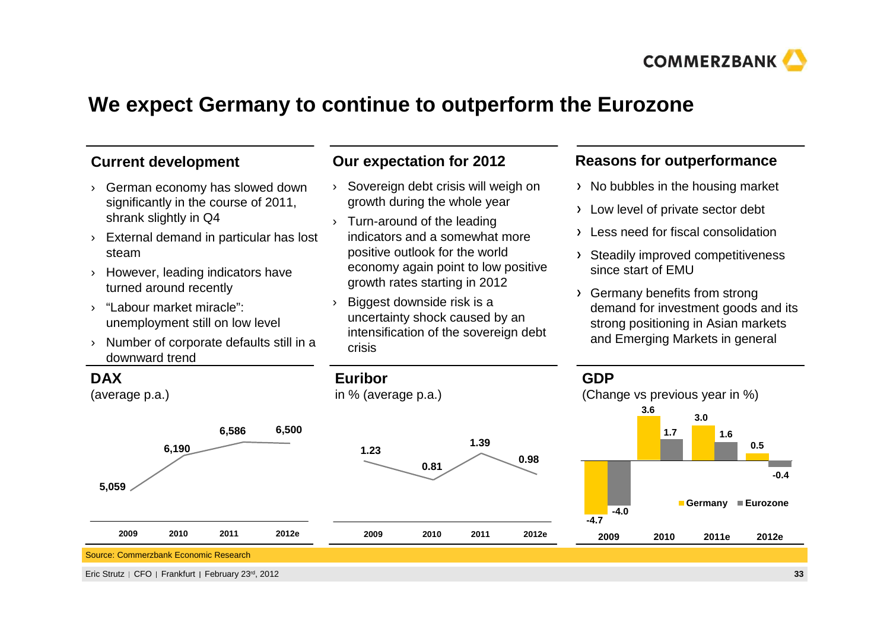# We expect Germany to continue to outperform the Eurozone

## Current development

- German economy has slowed down significantly in the course of 2011, shrank slightly in Q4
- External demand in particular has lost steam
- However, leading indicators have turned around recently
- "Labour market miracle": unemployment still on low level
- Number of corporate defaults still in a downward trend

## Our expectation for 2012

- Sovereign debt crisis will weigh on growth during the whole year
- Turn-around of the leading indicators and a somewhat more positive outlook for the world economy again point to low positive growth rates starting in 2012
- Biggest downside risk is a uncertainty shock caused by an intensification of the sovereign debt crisis

## Reasons for outperformance

- No bubbles in the housing market
- Low level of private sector debt
- Less need for fiscal consolidation
- Steadily improved competitiveness since start of EMU
- Germany benefits from strong demand for investment goods and its strong positioning in Asian markets and Emerging Markets in general

### DAX

(average p.a.)

| 2009 | 2010 | 2011 | 2012e |
|---|---|---|---|
| 5,059 | 6,190 | 6,586 | 6,500 |

### Euribor

in % (average p.a.)

| 2009 | 2010 | 2011 | 2012e |
|---|---|---|---|
| 1.23 | 0.81 | 1.39 | 0.98 |

### GDP

(Change vs previous year in %)

| | 2009 | 2010 | 2011e | 2012e |
|---|---|---|---|---|
| Germany | -4.7 | 3.6 | 3.0 | 0.5 |
| Eurozone | -4.0 | 1.7 | 1.6 | -0.4 |

Source: Commerzbank Economic Research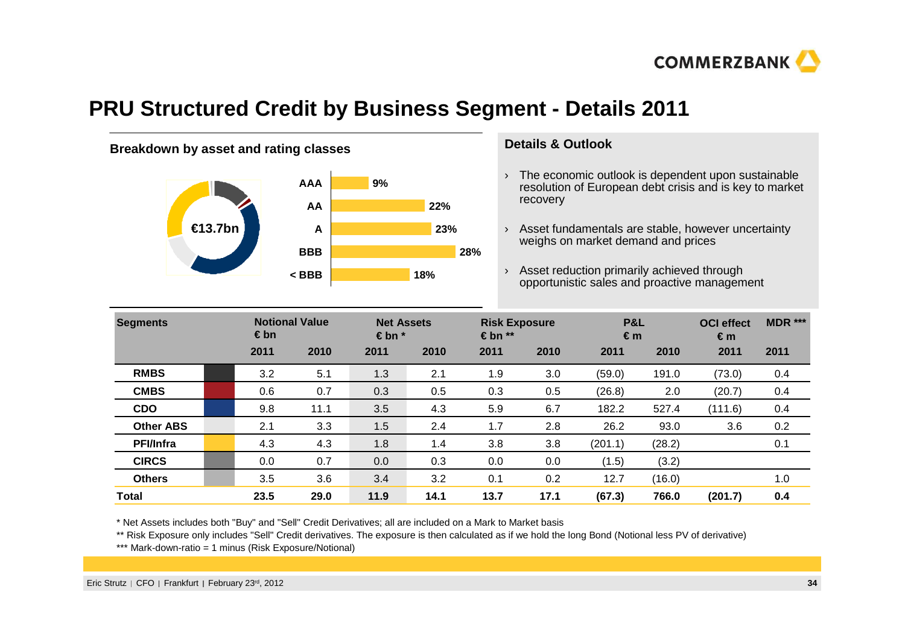# PRU Structured Credit by Business Segment - Details 2011

## Breakdown by asset and rating classes

€13.7bn

| Rating | Share |
|---|---|
| AAA | 9% |
| AA | 22% |
| A | 23% |
| BBB | 28% |
| < BBB | 18% |

## Details & Outlook

- The economic outlook is dependent upon sustainable resolution of European debt crisis and is key to market recovery
- Asset fundamentals are stable, however uncertainty weighs on market demand and prices
- Asset reduction primarily achieved through opportunistic sales and proactive management

| Segments | Notional Value € bn | | Net Assets € bn * | | Risk Exposure € bn ** | | P&L € m | | OCI effect € m | MDR *** |
|---|---|---|---|---|---|---|---|---|---|---|
| | 2011 | 2010 | 2011 | 2010 | 2011 | 2010 | 2011 | 2010 | 2011 | 2011 |
| RMBS | 3.2 | 5.1 | 1.3 | 2.1 | 1.9 | 3.0 | (59.0) | 191.0 | (73.0) | 0.4 |
| CMBS | 0.6 | 0.7 | 0.3 | 0.5 | 0.3 | 0.5 | (26.8) | 2.0 | (20.7) | 0.4 |
| CDO | 9.8 | 11.1 | 3.5 | 4.3 | 5.9 | 6.7 | 182.2 | 527.4 | (111.6) | 0.4 |
| Other ABS | 2.1 | 3.3 | 1.5 | 2.4 | 1.7 | 2.8 | 26.2 | 93.0 | 3.6 | 0.2 |
| PFI/Infra | 4.3 | 4.3 | 1.8 | 1.4 | 3.8 | 3.8 | (201.1) | (28.2) | | 0.1 |
| CIRCS | 0.0 | 0.7 | 0.0 | 0.3 | 0.0 | 0.0 | (1.5) | (3.2) | | |
| Others | 3.5 | 3.6 | 3.4 | 3.2 | 0.1 | 0.2 | 12.7 | (16.0) | | 1.0 |
| **Total** | **23.5** | **29.0** | **11.9** | **14.1** | **13.7** | **17.1** | **(67.3)** | **766.0** | **(201.7)** | **0.4** |

* Net Assets includes both "Buy" and "Sell" Credit Derivatives; all are included on a Mark to Market basis

** Risk Exposure only includes "Sell" Credit derivatives. The exposure is then calculated as if we hold the long Bond (Notional less PV of derivative)

*** Mark-down-ratio = 1 minus (Risk Exposure/Notional)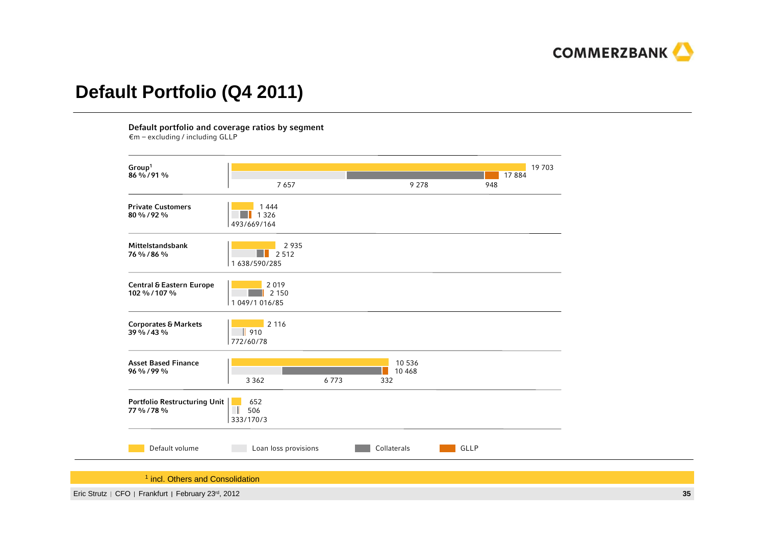# Default Portfolio (Q4 2011)

**Default portfolio and coverage ratios by segment**

€m – excluding / including GLLP

| Segment | Coverage ratio (excl. / incl. GLLP) | Default volume | Loan loss provisions / Collaterals / GLLP | Loan loss provisions | Collaterals | GLLP |
|---|---|---|---|---|---|---|
| Group[1] | 86 % / 91 % | 19 703 | 17 884 | 7 657 | 9 278 | 948 |
| Private Customers | 80 % / 92 % | 1 444 | 1 326 | 493 | 669 | 164 |
| Mittelstandsbank | 76 % / 86 % | 2 935 | 2 512 | 1 638 | 590 | 285 |
| Central & Eastern Europe | 102 % / 107 % | 2 019 | 2 150 | 1 049 | 1 016 | 85 |
| Corporates & Markets | 39 % / 43 % | 2 116 | 910 | 772 | 60 | 78 |
| Asset Based Finance | 96 % / 99 % | 10 536 | 10 468 | 3 362 | 6 773 | 332 |
| Portfolio Restructuring Unit | 77 % / 78 % | 652 | 506 | 333 | 170 | 3 |

Legend: Default volume · Loan loss provisions · Collaterals · GLLP

[1] incl. Others and Consolidation

Eric Strutz | CFO | Frankfurt | February 23rd, 2012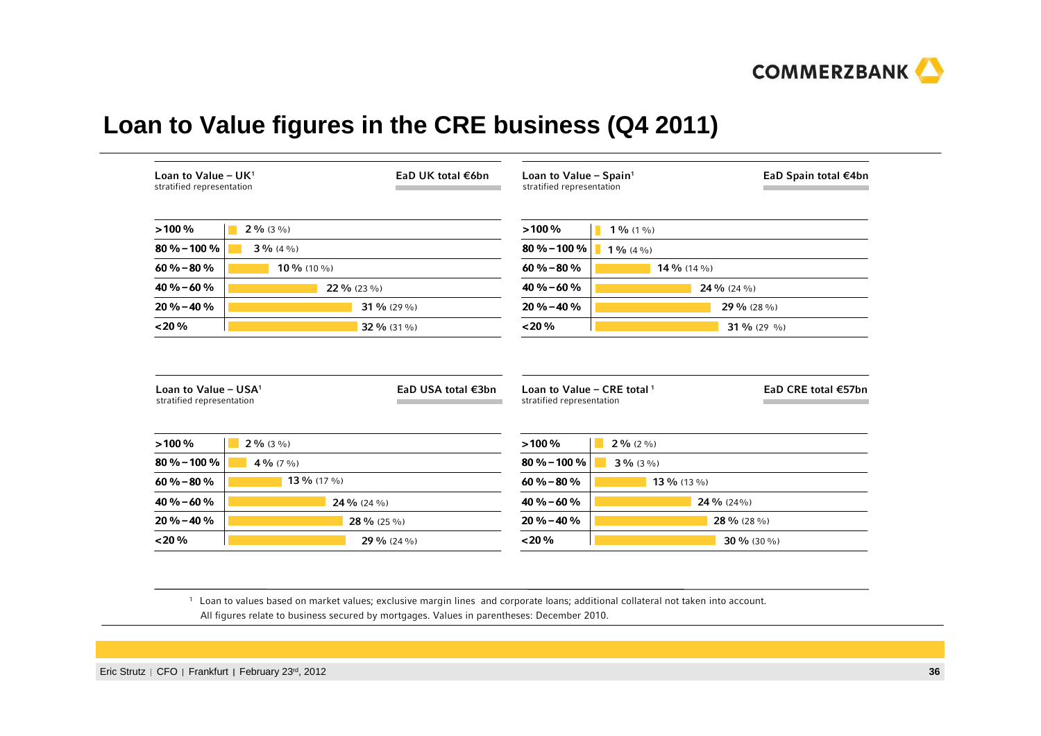# Loan to Value figures in the CRE business (Q4 2011)

**Loan to Value – UK[1]**
stratified representation

**EaD UK total €6bn**

| LTV | Share |
|---|---|
| >100 % | 2 % (3 %) |
| 80 % – 100 % | 3 % (4 %) |
| 60 % – 80 % | 10 % (10 %) |
| 40 % – 60 % | 22 % (23 %) |
| 20 % – 40 % | 31 % (29 %) |
| <20 % | 32 % (31 %) |

**Loan to Value – Spain[1]**
stratified representation

**EaD Spain total €4bn**

| LTV | Share |
|---|---|
| >100 % | 1 % (1 %) |
| 80 % – 100 % | 1 % (4 %) |
| 60 % – 80 % | 14 % (14 %) |
| 40 % – 60 % | 24 % (24 %) |
| 20 % – 40 % | 29 % (28 %) |
| <20 % | 31 % (29 %) |

**Loan to Value – USA[1]**
stratified representation

**EaD USA total €3bn**

| LTV | Share |
|---|---|
| >100 % | 2 % (3 %) |
| 80 % – 100 % | 4 % (7 %) |
| 60 % – 80 % | 13 % (17 %) |
| 40 % – 60 % | 24 % (24 %) |
| 20 % – 40 % | 28 % (25 %) |
| <20 % | 29 % (24 %) |

**Loan to Value – CRE total[1]**
stratified representation

**EaD CRE total €57bn**

| LTV | Share |
|---|---|
| >100 % | 2 % (2 %) |
| 80 % – 100 % | 3 % (3 %) |
| 60 % – 80 % | 13 % (13 %) |
| 40 % – 60 % | 24 % (24%) |
| 20 % – 40 % | 28 % (28 %) |
| <20 % | 30 % (30 %) |

[1] Loan to values based on market values; exclusive margin lines and corporate loans; additional collateral not taken into account.
All figures relate to business secured by mortgages. Values in parentheses: December 2010.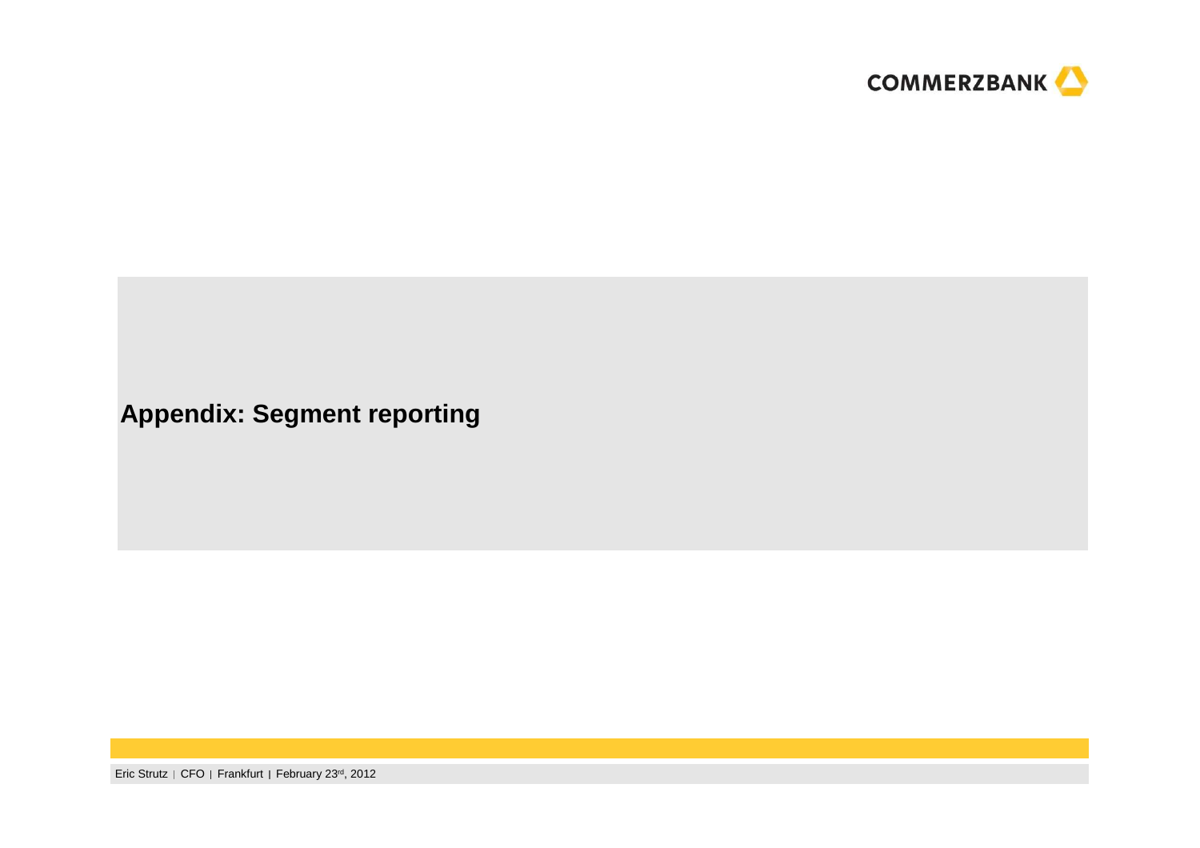# Appendix: Segment reporting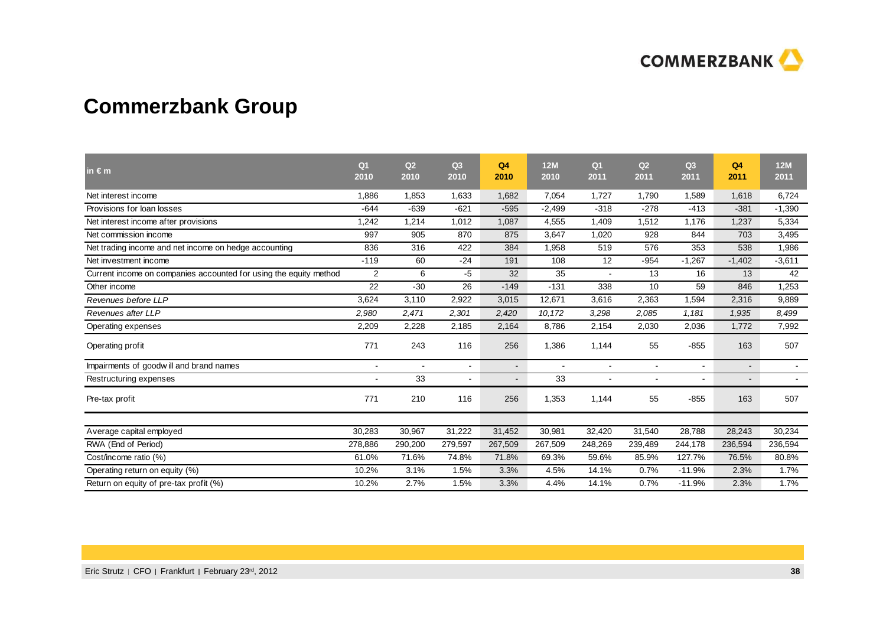# Commerzbank Group

| in € m | Q1 2010 | Q2 2010 | Q3 2010 | Q4 2010 | 12M 2010 | Q1 2011 | Q2 2011 | Q3 2011 | Q4 2011 | 12M 2011 |
|---|---|---|---|---|---|---|---|---|---|---|
| Net interest income | 1,886 | 1,853 | 1,633 | 1,682 | 7,054 | 1,727 | 1,790 | 1,589 | 1,618 | 6,724 |
| Provisions for loan losses | -644 | -639 | -621 | -595 | -2,499 | -318 | -278 | -413 | -381 | -1,390 |
| Net interest income after provisions | 1,242 | 1,214 | 1,012 | 1,087 | 4,555 | 1,409 | 1,512 | 1,176 | 1,237 | 5,334 |
| Net commission income | 997 | 905 | 870 | 875 | 3,647 | 1,020 | 928 | 844 | 703 | 3,495 |
| Net trading income and net income on hedge accounting | 836 | 316 | 422 | 384 | 1,958 | 519 | 576 | 353 | 538 | 1,986 |
| Net investment income | -119 | 60 | -24 | 191 | 108 | 12 | -954 | -1,267 | -1,402 | -3,611 |
| Current income on companies accounted for using the equity method | 2 | 6 | -5 | 32 | 35 | - | 13 | 16 | 13 | 42 |
| Other income | 22 | -30 | 26 | -149 | -131 | 338 | 10 | 59 | 846 | 1,253 |
| *Revenues before LLP* | 3,624 | 3,110 | 2,922 | 3,015 | 12,671 | 3,616 | 2,363 | 1,594 | 2,316 | 9,889 |
| *Revenues after LLP* | *2,980* | *2,471* | *2,301* | *2,420* | *10,172* | *3,298* | *2,085* | *1,181* | *1,935* | *8,499* |
| Operating expenses | 2,209 | 2,228 | 2,185 | 2,164 | 8,786 | 2,154 | 2,030 | 2,036 | 1,772 | 7,992 |
| Operating profit | 771 | 243 | 116 | 256 | 1,386 | 1,144 | 55 | -855 | 163 | 507 |
| Impairments of goodwill and brand names | - | - | - | - | - | - | - | - | - | - |
| Restructuring expenses | - | 33 | - | - | 33 | - | - | - | - | - |
| Pre-tax profit | 771 | 210 | 116 | 256 | 1,353 | 1,144 | 55 | -855 | 163 | 507 |
| | | | | | | | | | | |
| Average capital employed | 30,283 | 30,967 | 31,222 | 31,452 | 30,981 | 32,420 | 31,540 | 28,788 | 28,243 | 30,234 |
| RWA (End of Period) | 278,886 | 290,200 | 279,597 | 267,509 | 267,509 | 248,269 | 239,489 | 244,178 | 236,594 | 236,594 |
| Cost/income ratio (%) | 61.0% | 71.6% | 74.8% | 71.8% | 69.3% | 59.6% | 85.9% | 127.7% | 76.5% | 80.8% |
| Operating return on equity (%) | 10.2% | 3.1% | 1.5% | 3.3% | 4.5% | 14.1% | 0.7% | -11.9% | 2.3% | 1.7% |
| Return on equity of pre-tax profit (%) | 10.2% | 2.7% | 1.5% | 3.3% | 4.4% | 14.1% | 0.7% | -11.9% | 2.3% | 1.7% |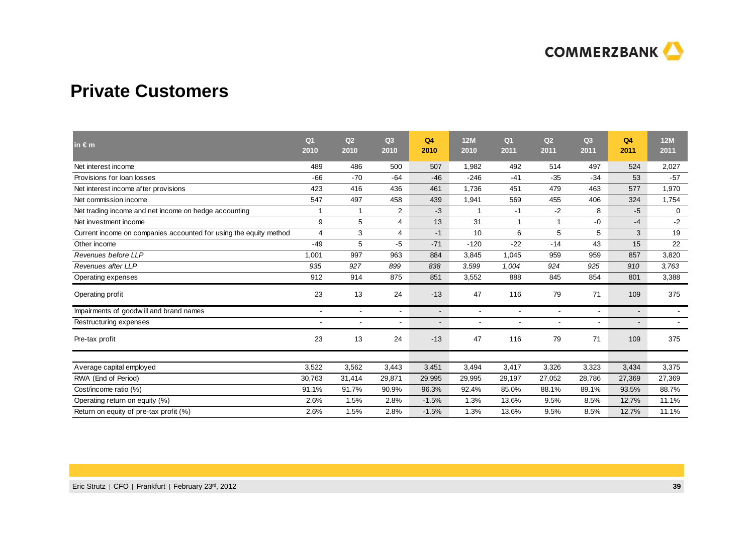# Private Customers

| in € m | Q1 2010 | Q2 2010 | Q3 2010 | Q4 2010 | 12M 2010 | Q1 2011 | Q2 2011 | Q3 2011 | Q4 2011 | 12M 2011 |
|---|---|---|---|---|---|---|---|---|---|---|
| Net interest income | 489 | 486 | 500 | 507 | 1,982 | 492 | 514 | 497 | 524 | 2,027 |
| Provisions for loan losses | -66 | -70 | -64 | -46 | -246 | -41 | -35 | -34 | 53 | -57 |
| Net interest income after provisions | 423 | 416 | 436 | 461 | 1,736 | 451 | 479 | 463 | 577 | 1,970 |
| Net commission income | 547 | 497 | 458 | 439 | 1,941 | 569 | 455 | 406 | 324 | 1,754 |
| Net trading income and net income on hedge accounting | 1 | 1 | 2 | -3 | 1 | -1 | -2 | 8 | -5 | 0 |
| Net investment income | 9 | 5 | 4 | 13 | 31 | 1 | 1 | -0 | -4 | -2 |
| Current income on companies accounted for using the equity method | 4 | 3 | 4 | -1 | 10 | 6 | 5 | 5 | 3 | 19 |
| Other income | -49 | 5 | -5 | -71 | -120 | -22 | -14 | 43 | 15 | 22 |
| *Revenues before LLP* | 1,001 | 997 | 963 | 884 | 3,845 | 1,045 | 959 | 959 | 857 | 3,820 |
| *Revenues after LLP* | *935* | *927* | *899* | *838* | *3,599* | *1,004* | *924* | *925* | *910* | *3,763* |
| Operating expenses | 912 | 914 | 875 | 851 | 3,552 | 888 | 845 | 854 | 801 | 3,388 |
| Operating profit | 23 | 13 | 24 | -13 | 47 | 116 | 79 | 71 | 109 | 375 |
| Impairments of goodwill and brand names | - | - | - | - | - | - | - | - | - | - |
| Restructuring expenses | - | - | - | - | - | - | - | - | - | - |
| Pre-tax profit | 23 | 13 | 24 | -13 | 47 | 116 | 79 | 71 | 109 | 375 |
| | | | | | | | | | | |
| Average capital employed | 3,522 | 3,562 | 3,443 | 3,451 | 3,494 | 3,417 | 3,326 | 3,323 | 3,434 | 3,375 |
| RWA (End of Period) | 30,763 | 31,414 | 29,871 | 29,995 | 29,995 | 29,197 | 27,052 | 28,786 | 27,369 | 27,369 |
| Cost/income ratio (%) | 91.1% | 91.7% | 90.9% | 96.3% | 92.4% | 85.0% | 88.1% | 89.1% | 93.5% | 88.7% |
| Operating return on equity (%) | 2.6% | 1.5% | 2.8% | -1.5% | 1.3% | 13.6% | 9.5% | 8.5% | 12.7% | 11.1% |
| Return on equity of pre-tax profit (%) | 2.6% | 1.5% | 2.8% | -1.5% | 1.3% | 13.6% | 9.5% | 8.5% | 12.7% | 11.1% |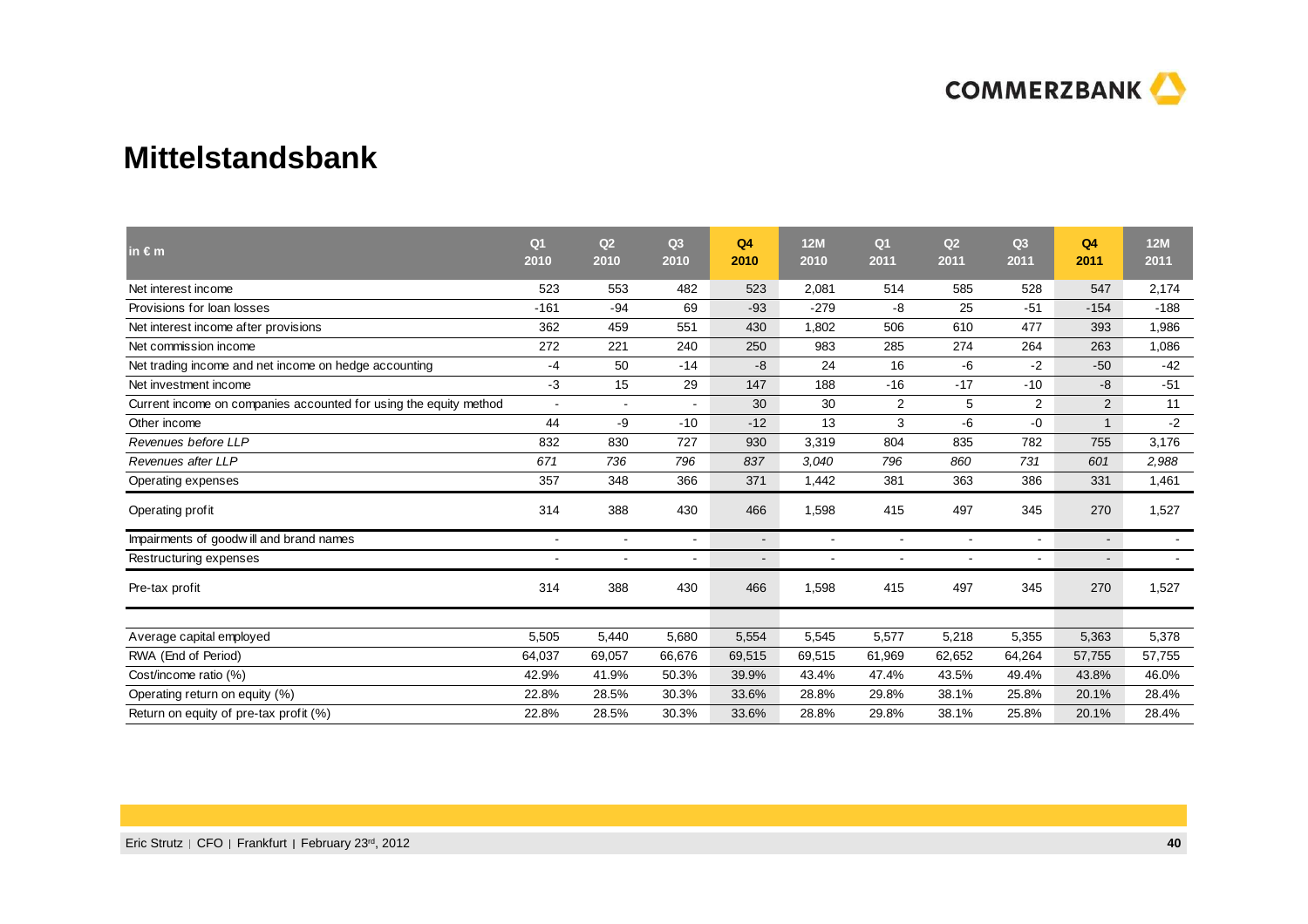# Mittelstandsbank

| in € m | Q1 2010 | Q2 2010 | Q3 2010 | Q4 2010 | 12M 2010 | Q1 2011 | Q2 2011 | Q3 2011 | Q4 2011 | 12M 2011 |
|---|---|---|---|---|---|---|---|---|---|---|
| Net interest income | 523 | 553 | 482 | 523 | 2,081 | 514 | 585 | 528 | 547 | 2,174 |
| Provisions for loan losses | -161 | -94 | 69 | -93 | -279 | -8 | 25 | -51 | -154 | -188 |
| Net interest income after provisions | 362 | 459 | 551 | 430 | 1,802 | 506 | 610 | 477 | 393 | 1,986 |
| Net commission income | 272 | 221 | 240 | 250 | 983 | 285 | 274 | 264 | 263 | 1,086 |
| Net trading income and net income on hedge accounting | -4 | 50 | -14 | -8 | 24 | 16 | -6 | -2 | -50 | -42 |
| Net investment income | -3 | 15 | 29 | 147 | 188 | -16 | -17 | -10 | -8 | -51 |
| Current income on companies accounted for using the equity method | - | - | - | 30 | 30 | 2 | 5 | 2 | 2 | 11 |
| Other income | 44 | -9 | -10 | -12 | 13 | 3 | -6 | -0 | 1 | -2 |
| *Revenues before LLP* | 832 | 830 | 727 | 930 | 3,319 | 804 | 835 | 782 | 755 | 3,176 |
| *Revenues after LLP* | *671* | *736* | *796* | *837* | *3,040* | *796* | *860* | *731* | *601* | *2,988* |
| Operating expenses | 357 | 348 | 366 | 371 | 1,442 | 381 | 363 | 386 | 331 | 1,461 |
| Operating profit | 314 | 388 | 430 | 466 | 1,598 | 415 | 497 | 345 | 270 | 1,527 |
| Impairments of goodwill and brand names | - | - | - | - | - | - | - | - | - | - |
| Restructuring expenses | - | - | - | - | - | - | - | - | - | - |
| Pre-tax profit | 314 | 388 | 430 | 466 | 1,598 | 415 | 497 | 345 | 270 | 1,527 |
| | | | | | | | | | | |
| Average capital employed | 5,505 | 5,440 | 5,680 | 5,554 | 5,545 | 5,577 | 5,218 | 5,355 | 5,363 | 5,378 |
| RWA (End of Period) | 64,037 | 69,057 | 66,676 | 69,515 | 69,515 | 61,969 | 62,652 | 64,264 | 57,755 | 57,755 |
| Cost/income ratio (%) | 42.9% | 41.9% | 50.3% | 39.9% | 43.4% | 47.4% | 43.5% | 49.4% | 43.8% | 46.0% |
| Operating return on equity (%) | 22.8% | 28.5% | 30.3% | 33.6% | 28.8% | 29.8% | 38.1% | 25.8% | 20.1% | 28.4% |
| Return on equity of pre-tax profit (%) | 22.8% | 28.5% | 30.3% | 33.6% | 28.8% | 29.8% | 38.1% | 25.8% | 20.1% | 28.4% |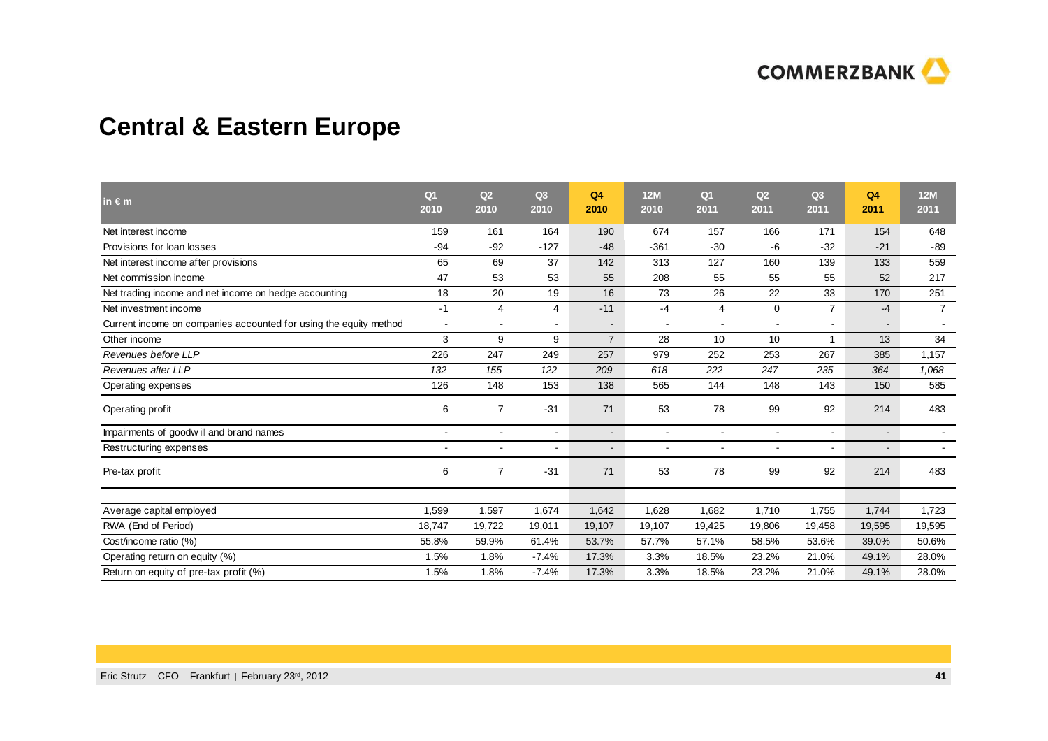# Central & Eastern Europe

| in € m | Q1 2010 | Q2 2010 | Q3 2010 | Q4 2010 | 12M 2010 | Q1 2011 | Q2 2011 | Q3 2011 | Q4 2011 | 12M 2011 |
|---|---|---|---|---|---|---|---|---|---|---|
| Net interest income | 159 | 161 | 164 | 190 | 674 | 157 | 166 | 171 | 154 | 648 |
| Provisions for loan losses | -94 | -92 | -127 | -48 | -361 | -30 | -6 | -32 | -21 | -89 |
| Net interest income after provisions | 65 | 69 | 37 | 142 | 313 | 127 | 160 | 139 | 133 | 559 |
| Net commission income | 47 | 53 | 53 | 55 | 208 | 55 | 55 | 55 | 52 | 217 |
| Net trading income and net income on hedge accounting | 18 | 20 | 19 | 16 | 73 | 26 | 22 | 33 | 170 | 251 |
| Net investment income | -1 | 4 | 4 | -11 | -4 | 4 | 0 | 7 | -4 | 7 |
| Current income on companies accounted for using the equity method | - | - | - | - | - | - | - | - | - | - |
| Other income | 3 | 9 | 9 | 7 | 28 | 10 | 10 | 1 | 13 | 34 |
| *Revenues before LLP* | 226 | 247 | 249 | 257 | 979 | 252 | 253 | 267 | 385 | 1,157 |
| *Revenues after LLP* | *132* | *155* | *122* | *209* | *618* | *222* | *247* | *235* | *364* | *1,068* |
| Operating expenses | 126 | 148 | 153 | 138 | 565 | 144 | 148 | 143 | 150 | 585 |
| Operating profit | 6 | 7 | -31 | 71 | 53 | 78 | 99 | 92 | 214 | 483 |
| Impairments of goodwill and brand names | - | - | - | - | - | - | - | - | - | - |
| Restructuring expenses | - | - | - | - | - | - | - | - | - | - |
| Pre-tax profit | 6 | 7 | -31 | 71 | 53 | 78 | 99 | 92 | 214 | 483 |
| Average capital employed | 1,599 | 1,597 | 1,674 | 1,642 | 1,628 | 1,682 | 1,710 | 1,755 | 1,744 | 1,723 |
| RWA (End of Period) | 18,747 | 19,722 | 19,011 | 19,107 | 19,107 | 19,425 | 19,806 | 19,458 | 19,595 | 19,595 |
| Cost/income ratio (%) | 55.8% | 59.9% | 61.4% | 53.7% | 57.7% | 57.1% | 58.5% | 53.6% | 39.0% | 50.6% |
| Operating return on equity (%) | 1.5% | 1.8% | -7.4% | 17.3% | 3.3% | 18.5% | 23.2% | 21.0% | 49.1% | 28.0% |
| Return on equity of pre-tax profit (%) | 1.5% | 1.8% | -7.4% | 17.3% | 3.3% | 18.5% | 23.2% | 21.0% | 49.1% | 28.0% |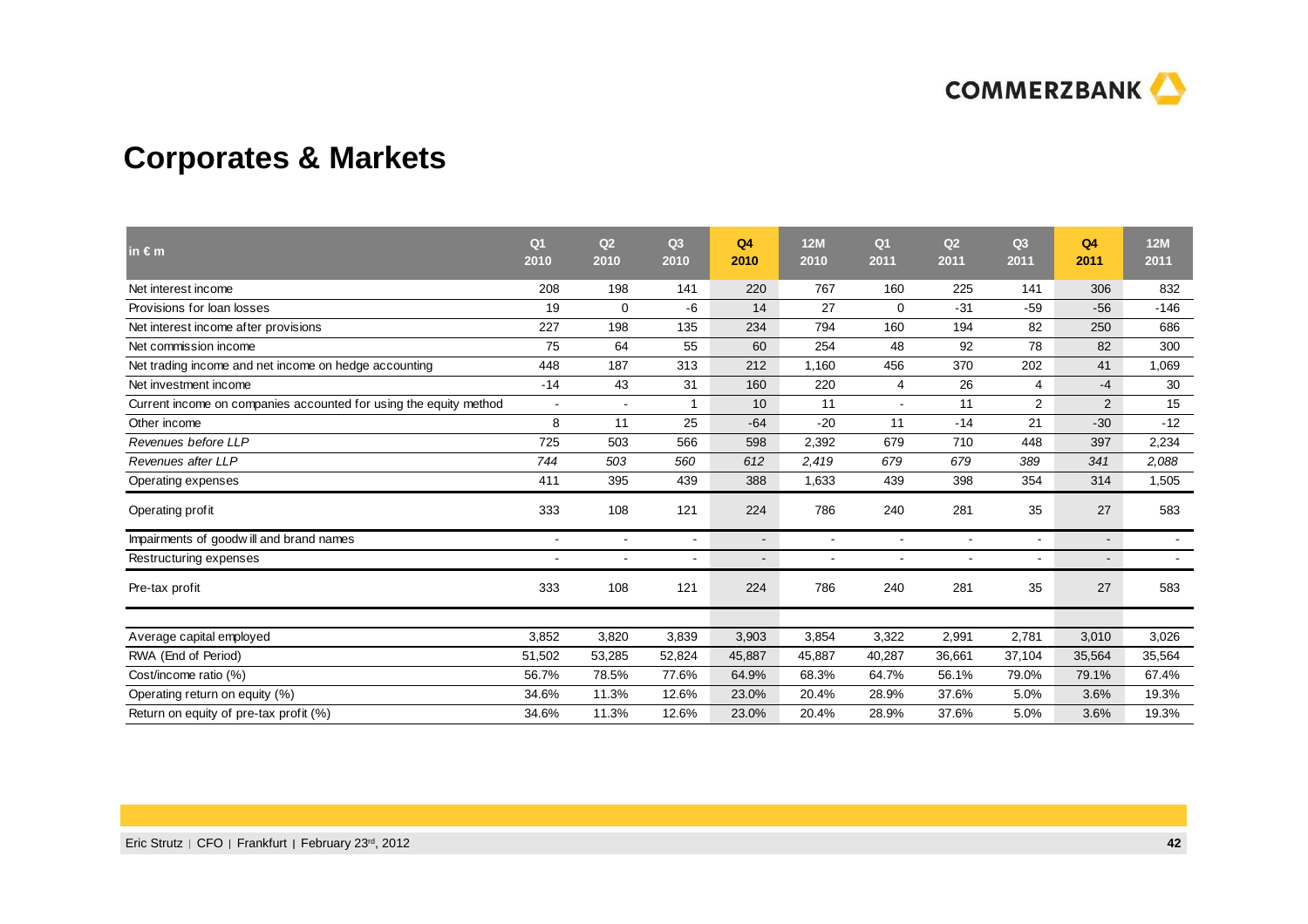# Corporates & Markets

| in € m | Q1 2010 | Q2 2010 | Q3 2010 | Q4 2010 | 12M 2010 | Q1 2011 | Q2 2011 | Q3 2011 | Q4 2011 | 12M 2011 |
|---|---|---|---|---|---|---|---|---|---|---|
| Net interest income | 208 | 198 | 141 | 220 | 767 | 160 | 225 | 141 | 306 | 832 |
| Provisions for loan losses | 19 | 0 | -6 | 14 | 27 | 0 | -31 | -59 | -56 | -146 |
| Net interest income after provisions | 227 | 198 | 135 | 234 | 794 | 160 | 194 | 82 | 250 | 686 |
| Net commission income | 75 | 64 | 55 | 60 | 254 | 48 | 92 | 78 | 82 | 300 |
| Net trading income and net income on hedge accounting | 448 | 187 | 313 | 212 | 1,160 | 456 | 370 | 202 | 41 | 1,069 |
| Net investment income | -14 | 43 | 31 | 160 | 220 | 4 | 26 | 4 | -4 | 30 |
| Current income on companies accounted for using the equity method | - | - | 1 | 10 | 11 | - | 11 | 2 | 2 | 15 |
| Other income | 8 | 11 | 25 | -64 | -20 | 11 | -14 | 21 | -30 | -12 |
| *Revenues before LLP* | 725 | 503 | 566 | 598 | 2,392 | 679 | 710 | 448 | 397 | 2,234 |
| *Revenues after LLP* | *744* | *503* | *560* | *612* | *2,419* | *679* | *679* | *389* | *341* | *2,088* |
| Operating expenses | 411 | 395 | 439 | 388 | 1,633 | 439 | 398 | 354 | 314 | 1,505 |
| Operating profit | 333 | 108 | 121 | 224 | 786 | 240 | 281 | 35 | 27 | 583 |
| Impairments of goodwill and brand names | - | - | - | - | - | - | - | - | - | - |
| Restructuring expenses | - | - | - | - | - | - | - | - | - | - |
| Pre-tax profit | 333 | 108 | 121 | 224 | 786 | 240 | 281 | 35 | 27 | 583 |
| | | | | | | | | | | |
| Average capital employed | 3,852 | 3,820 | 3,839 | 3,903 | 3,854 | 3,322 | 2,991 | 2,781 | 3,010 | 3,026 |
| RWA (End of Period) | 51,502 | 53,285 | 52,824 | 45,887 | 45,887 | 40,287 | 36,661 | 37,104 | 35,564 | 35,564 |
| Cost/income ratio (%) | 56.7% | 78.5% | 77.6% | 64.9% | 68.3% | 64.7% | 56.1% | 79.0% | 79.1% | 67.4% |
| Operating return on equity (%) | 34.6% | 11.3% | 12.6% | 23.0% | 20.4% | 28.9% | 37.6% | 5.0% | 3.6% | 19.3% |
| Return on equity of pre-tax profit (%) | 34.6% | 11.3% | 12.6% | 23.0% | 20.4% | 28.9% | 37.6% | 5.0% | 3.6% | 19.3% |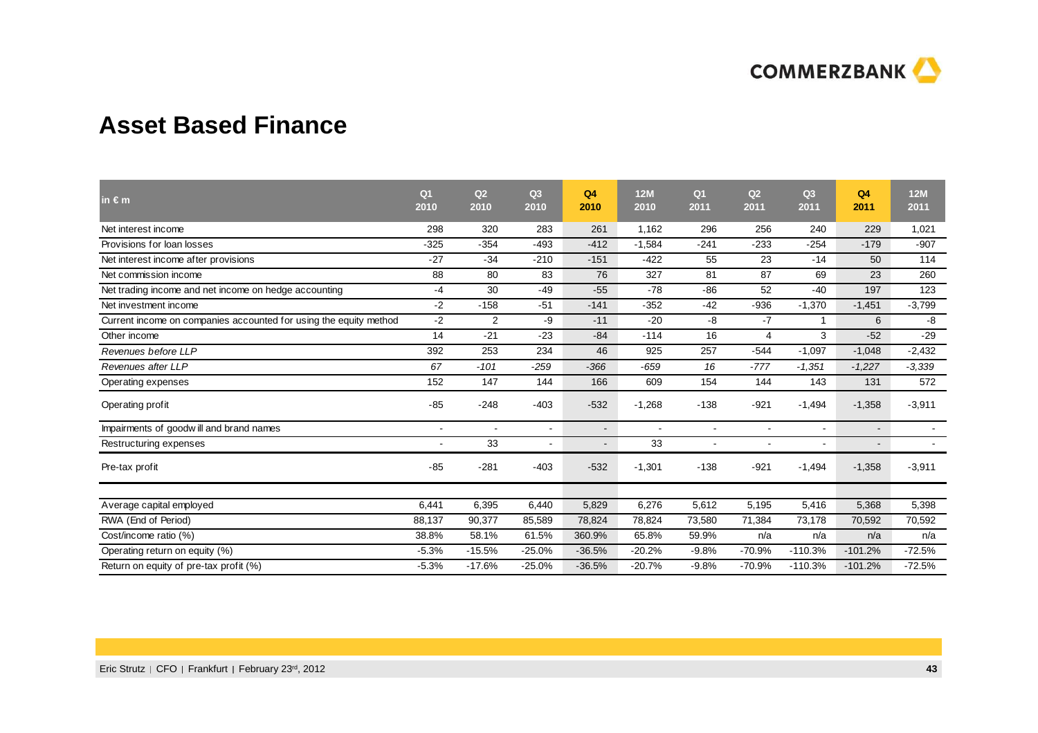# Asset Based Finance

| in € m | Q1 2010 | Q2 2010 | Q3 2010 | Q4 2010 | 12M 2010 | Q1 2011 | Q2 2011 | Q3 2011 | Q4 2011 | 12M 2011 |
|---|---|---|---|---|---|---|---|---|---|---|
| Net interest income | 298 | 320 | 283 | 261 | 1,162 | 296 | 256 | 240 | 229 | 1,021 |
| Provisions for loan losses | -325 | -354 | -493 | -412 | -1,584 | -241 | -233 | -254 | -179 | -907 |
| Net interest income after provisions | -27 | -34 | -210 | -151 | -422 | 55 | 23 | -14 | 50 | 114 |
| Net commission income | 88 | 80 | 83 | 76 | 327 | 81 | 87 | 69 | 23 | 260 |
| Net trading income and net income on hedge accounting | -4 | 30 | -49 | -55 | -78 | -86 | 52 | -40 | 197 | 123 |
| Net investment income | -2 | -158 | -51 | -141 | -352 | -42 | -936 | -1,370 | -1,451 | -3,799 |
| Current income on companies accounted for using the equity method | -2 | 2 | -9 | -11 | -20 | -8 | -7 | 1 | 6 | -8 |
| Other income | 14 | -21 | -23 | -84 | -114 | 16 | 4 | 3 | -52 | -29 |
| *Revenues before LLP* | 392 | 253 | 234 | 46 | 925 | 257 | -544 | -1,097 | -1,048 | -2,432 |
| *Revenues after LLP* | *67* | *-101* | *-259* | *-366* | *-659* | *16* | *-777* | *-1,351* | *-1,227* | *-3,339* |
| Operating expenses | 152 | 147 | 144 | 166 | 609 | 154 | 144 | 143 | 131 | 572 |
| Operating profit | -85 | -248 | -403 | -532 | -1,268 | -138 | -921 | -1,494 | -1,358 | -3,911 |
| Impairments of goodwill and brand names | - | - | - | - | - | - | - | - | - | - |
| Restructuring expenses | - | 33 | - | - | 33 | - | - | - | - | - |
| Pre-tax profit | -85 | -281 | -403 | -532 | -1,301 | -138 | -921 | -1,494 | -1,358 | -3,911 |
| | | | | | | | | | | |
| Average capital employed | 6,441 | 6,395 | 6,440 | 5,829 | 6,276 | 5,612 | 5,195 | 5,416 | 5,368 | 5,398 |
| RWA (End of Period) | 88,137 | 90,377 | 85,589 | 78,824 | 78,824 | 73,580 | 71,384 | 73,178 | 70,592 | 70,592 |
| Cost/income ratio (%) | 38.8% | 58.1% | 61.5% | 360.9% | 65.8% | 59.9% | n/a | n/a | n/a | n/a |
| Operating return on equity (%) | -5.3% | -15.5% | -25.0% | -36.5% | -20.2% | -9.8% | -70.9% | -110.3% | -101.2% | -72.5% |
| Return on equity of pre-tax profit (%) | -5.3% | -17.6% | -25.0% | -36.5% | -20.7% | -9.8% | -70.9% | -110.3% | -101.2% | -72.5% |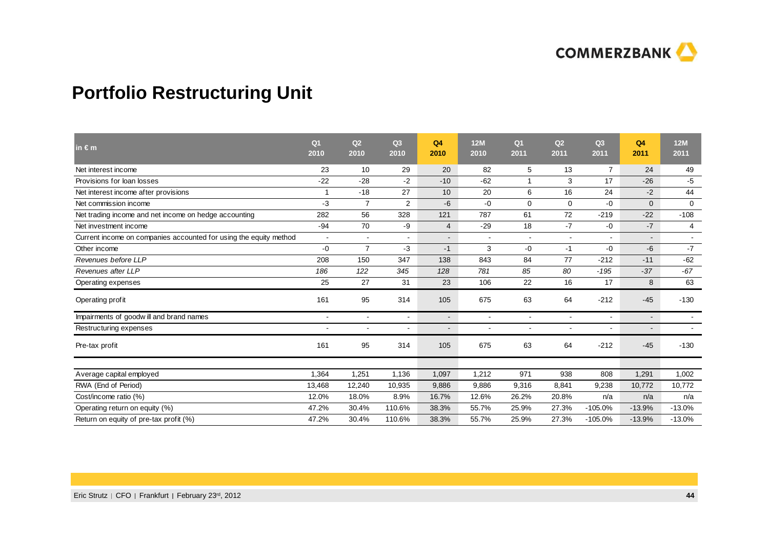# Portfolio Restructuring Unit

| in € m | Q1 2010 | Q2 2010 | Q3 2010 | Q4 2010 | 12M 2010 | Q1 2011 | Q2 2011 | Q3 2011 | Q4 2011 | 12M 2011 |
|---|---|---|---|---|---|---|---|---|---|---|
| Net interest income | 23 | 10 | 29 | 20 | 82 | 5 | 13 | 7 | 24 | 49 |
| Provisions for loan losses | -22 | -28 | -2 | -10 | -62 | 1 | 3 | 17 | -26 | -5 |
| Net interest income after provisions | 1 | -18 | 27 | 10 | 20 | 6 | 16 | 24 | -2 | 44 |
| Net commission income | -3 | 7 | 2 | -6 | -0 | 0 | 0 | -0 | 0 | 0 |
| Net trading income and net income on hedge accounting | 282 | 56 | 328 | 121 | 787 | 61 | 72 | -219 | -22 | -108 |
| Net investment income | -94 | 70 | -9 | 4 | -29 | 18 | -7 | -0 | -7 | 4 |
| Current income on companies accounted for using the equity method | - | - | - | - | - | - | - | - | - | - |
| Other income | -0 | 7 | -3 | -1 | 3 | -0 | -1 | -0 | -6 | -7 |
| *Revenues before LLP* | 208 | 150 | 347 | 138 | 843 | 84 | 77 | -212 | -11 | -62 |
| *Revenues after LLP* | *186* | *122* | *345* | *128* | *781* | *85* | *80* | *-195* | *-37* | *-67* |
| Operating expenses | 25 | 27 | 31 | 23 | 106 | 22 | 16 | 17 | 8 | 63 |
| Operating profit | 161 | 95 | 314 | 105 | 675 | 63 | 64 | -212 | -45 | -130 |
| Impairments of goodwill and brand names | - | - | - | - | - | - | - | - | - | - |
| Restructuring expenses | - | - | - | - | - | - | - | - | - | - |
| Pre-tax profit | 161 | 95 | 314 | 105 | 675 | 63 | 64 | -212 | -45 | -130 |
| Average capital employed | 1,364 | 1,251 | 1,136 | 1,097 | 1,212 | 971 | 938 | 808 | 1,291 | 1,002 |
| RWA (End of Period) | 13,468 | 12,240 | 10,935 | 9,886 | 9,886 | 9,316 | 8,841 | 9,238 | 10,772 | 10,772 |
| Cost/income ratio (%) | 12.0% | 18.0% | 8.9% | 16.7% | 12.6% | 26.2% | 20.8% | n/a | n/a | n/a |
| Operating return on equity (%) | 47.2% | 30.4% | 110.6% | 38.3% | 55.7% | 25.9% | 27.3% | -105.0% | -13.9% | -13.0% |
| Return on equity of pre-tax profit (%) | 47.2% | 30.4% | 110.6% | 38.3% | 55.7% | 25.9% | 27.3% | -105.0% | -13.9% | -13.0% |

Eric Strutz | CFO | Frankfurt | February 23rd, 2012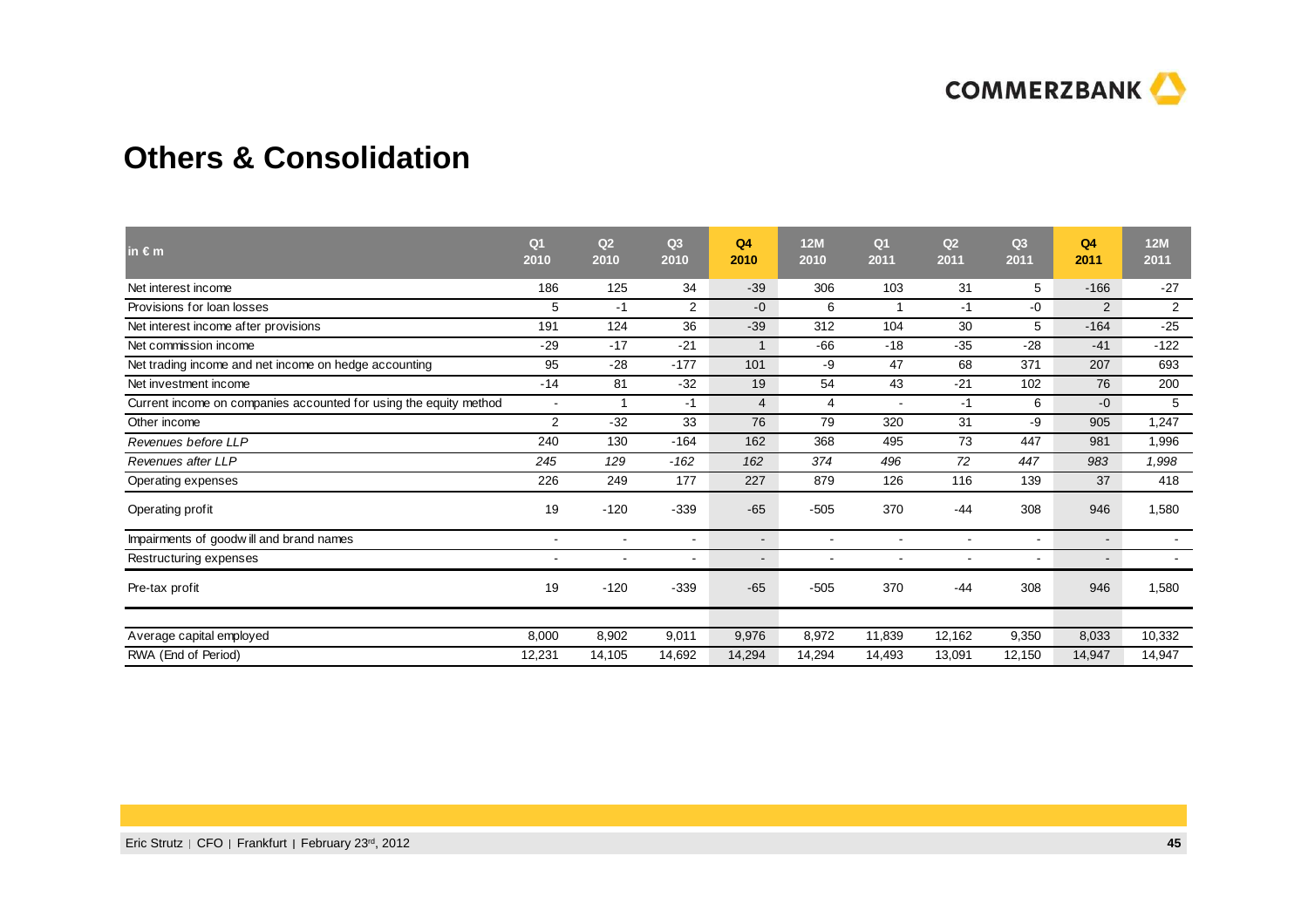# Others & Consolidation

| in € m | Q1 2010 | Q2 2010 | Q3 2010 | Q4 2010 | 12M 2010 | Q1 2011 | Q2 2011 | Q3 2011 | Q4 2011 | 12M 2011 |
|---|---|---|---|---|---|---|---|---|---|---|
| Net interest income | 186 | 125 | 34 | -39 | 306 | 103 | 31 | 5 | -166 | -27 |
| Provisions for loan losses | 5 | -1 | 2 | -0 | 6 | 1 | -1 | -0 | 2 | 2 |
| Net interest income after provisions | 191 | 124 | 36 | -39 | 312 | 104 | 30 | 5 | -164 | -25 |
| Net commission income | -29 | -17 | -21 | 1 | -66 | -18 | -35 | -28 | -41 | -122 |
| Net trading income and net income on hedge accounting | 95 | -28 | -177 | 101 | -9 | 47 | 68 | 371 | 207 | 693 |
| Net investment income | -14 | 81 | -32 | 19 | 54 | 43 | -21 | 102 | 76 | 200 |
| Current income on companies accounted for using the equity method | - | 1 | -1 | 4 | 4 | - | -1 | 6 | -0 | 5 |
| Other income | 2 | -32 | 33 | 76 | 79 | 320 | 31 | -9 | 905 | 1,247 |
| *Revenues before LLP* | 240 | 130 | -164 | 162 | 368 | 495 | 73 | 447 | 981 | 1,996 |
| *Revenues after LLP* | *245* | *129* | *-162* | *162* | *374* | *496* | *72* | *447* | *983* | *1,998* |
| Operating expenses | 226 | 249 | 177 | 227 | 879 | 126 | 116 | 139 | 37 | 418 |
| Operating profit | 19 | -120 | -339 | -65 | -505 | 370 | -44 | 308 | 946 | 1,580 |
| Impairments of goodwill and brand names | - | - | - | - | - | - | - | - | - | - |
| Restructuring expenses | - | - | - | - | - | - | - | - | - | - |
| Pre-tax profit | 19 | -120 | -339 | -65 | -505 | 370 | -44 | 308 | 946 | 1,580 |
| | | | | | | | | | | |
| Average capital employed | 8,000 | 8,902 | 9,011 | 9,976 | 8,972 | 11,839 | 12,162 | 9,350 | 8,033 | 10,332 |
| RWA (End of Period) | 12,231 | 14,105 | 14,692 | 14,294 | 14,294 | 14,493 | 13,091 | 12,150 | 14,947 | 14,947 |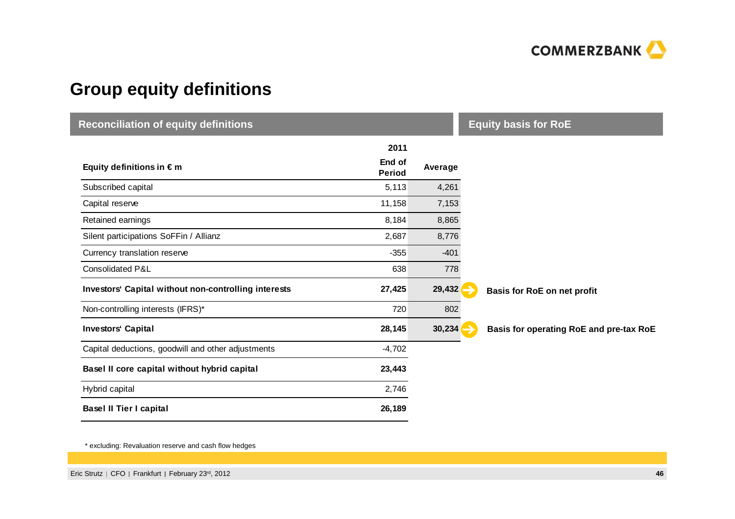# Group equity definitions

| Reconciliation of equity definitions | | | Equity basis for RoE |
|---|---|---|---|
| | **2011** | | |
| **Equity definitions in € m** | **End of Period** | **Average** | |
| Subscribed capital | 5,113 | 4,261 | |
| Capital reserve | 11,158 | 7,153 | |
| Retained earnings | 8,184 | 8,865 | |
| Silent participations SoFFin / Allianz | 2,687 | 8,776 | |
| Currency translation reserve | -355 | -401 | |
| Consolidated P&L | 638 | 778 | |
| **Investors' Capital without non-controlling interests** | **27,425** | **29,432** | **Basis for RoE on net profit** |
| Non-controlling interests (IFRS)* | 720 | 802 | |
| **Investors' Capital** | **28,145** | **30,234** | **Basis for operating RoE and pre-tax RoE** |
| Capital deductions, goodwill and other adjustments | -4,702 | | |
| **Basel II core capital without hybrid capital** | **23,443** | | |
| Hybrid capital | 2,746 | | |
| **Basel II Tier I capital** | **26,189** | | |

\* excluding: Revaluation reserve and cash flow hedges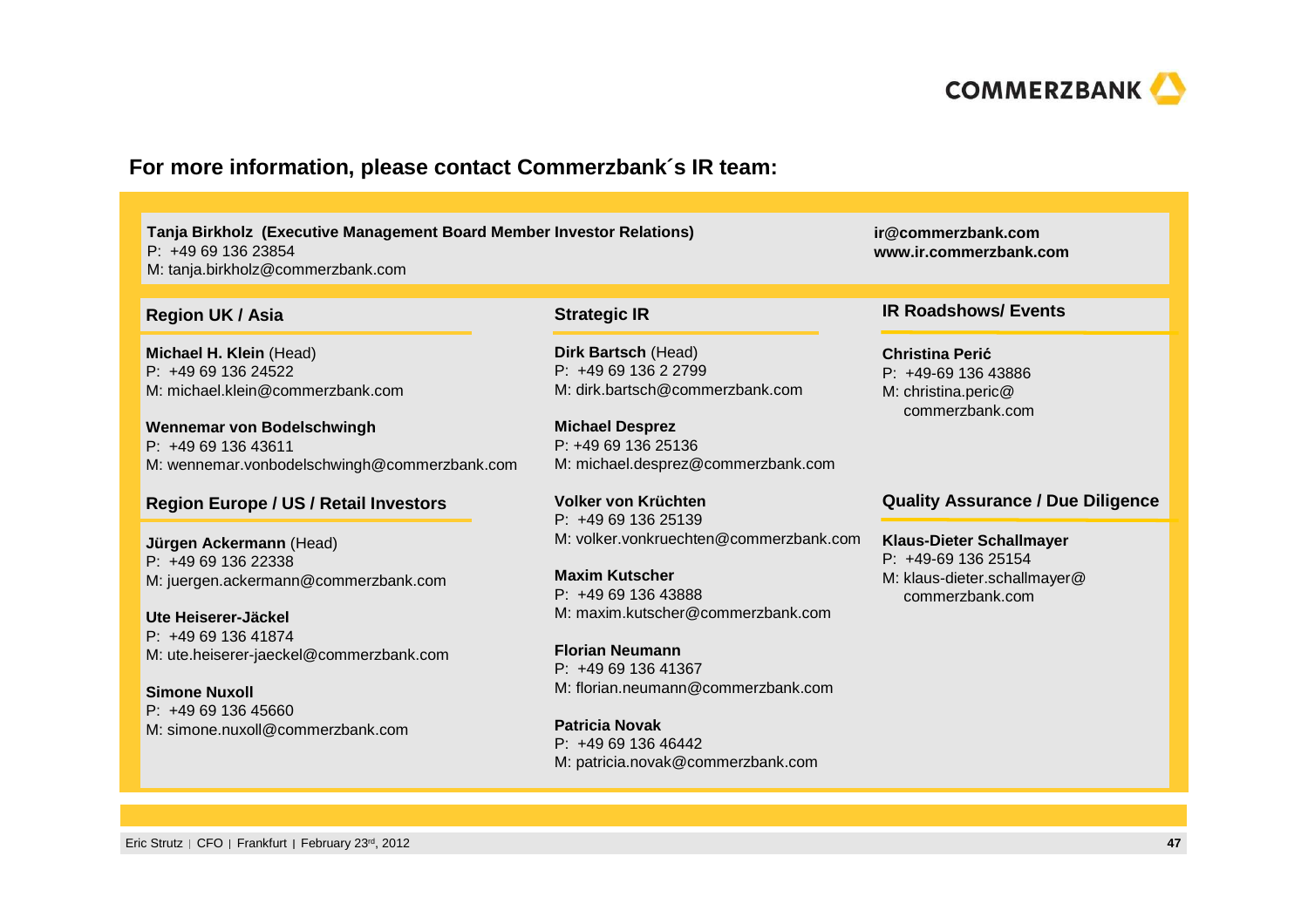## For more information, please contact Commerzbank´s IR team:

**Tanja Birkholz (Executive Management Board Member Investor Relations)**
P: +49 69 136 23854
M: tanja.birkholz@commerzbank.com

**ir@commerzbank.com**
**www.ir.commerzbank.com**

### Region UK / Asia

**Michael H. Klein** (Head)
P: +49 69 136 24522
M: michael.klein@commerzbank.com

**Wennemar von Bodelschwingh**
P: +49 69 136 43611
M: wennemar.vonbodelschwingh@commerzbank.com

### Region Europe / US / Retail Investors

**Jürgen Ackermann** (Head)
P: +49 69 136 22338
M: juergen.ackermann@commerzbank.com

**Ute Heiserer-Jäckel**
P: +49 69 136 41874
M: ute.heiserer-jaeckel@commerzbank.com

**Simone Nuxoll**
P: +49 69 136 45660
M: simone.nuxoll@commerzbank.com

### Strategic IR

**Dirk Bartsch** (Head)
P: +49 69 136 2 2799
M: dirk.bartsch@commerzbank.com

**Michael Desprez**
P: +49 69 136 25136
M: michael.desprez@commerzbank.com

**Volker von Krüchten**
P: +49 69 136 25139
M: volker.vonkruechten@commerzbank.com

**Maxim Kutscher**
P: +49 69 136 43888
M: maxim.kutscher@commerzbank.com

**Florian Neumann**
P: +49 69 136 41367
M: florian.neumann@commerzbank.com

**Patricia Novak**
P: +49 69 136 46442
M: patricia.novak@commerzbank.com

### IR Roadshows/ Events

**Christina Perić**
P: +49-69 136 43886
M: christina.peric@commerzbank.com

### Quality Assurance / Due Diligence

**Klaus-Dieter Schallmayer**
P: +49-69 136 25154
M: klaus-dieter.schallmayer@commerzbank.com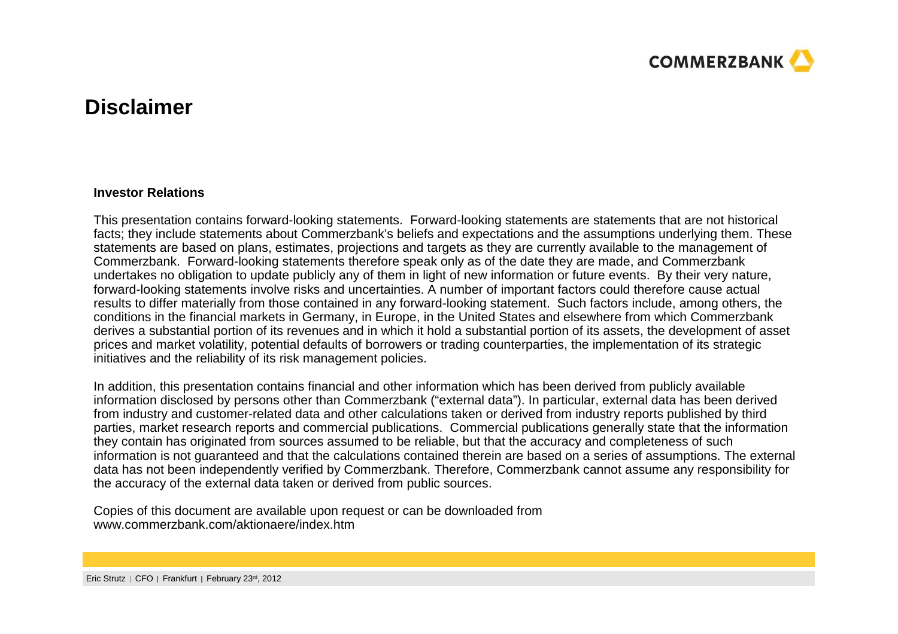# Disclaimer

**Investor Relations**

This presentation contains forward-looking statements. Forward-looking statements are statements that are not historical facts; they include statements about Commerzbank's beliefs and expectations and the assumptions underlying them. These statements are based on plans, estimates, projections and targets as they are currently available to the management of Commerzbank. Forward-looking statements therefore speak only as of the date they are made, and Commerzbank undertakes no obligation to update publicly any of them in light of new information or future events. By their very nature, forward-looking statements involve risks and uncertainties. A number of important factors could therefore cause actual results to differ materially from those contained in any forward-looking statement. Such factors include, among others, the conditions in the financial markets in Germany, in Europe, in the United States and elsewhere from which Commerzbank derives a substantial portion of its revenues and in which it hold a substantial portion of its assets, the development of asset prices and market volatility, potential defaults of borrowers or trading counterparties, the implementation of its strategic initiatives and the reliability of its risk management policies.

In addition, this presentation contains financial and other information which has been derived from publicly available information disclosed by persons other than Commerzbank ("external data"). In particular, external data has been derived from industry and customer-related data and other calculations taken or derived from industry reports published by third parties, market research reports and commercial publications. Commercial publications generally state that the information they contain has originated from sources assumed to be reliable, but that the accuracy and completeness of such information is not guaranteed and that the calculations contained therein are based on a series of assumptions. The external data has not been independently verified by Commerzbank. Therefore, Commerzbank cannot assume any responsibility for the accuracy of the external data taken or derived from public sources.

Copies of this document are available upon request or can be downloaded from www.commerzbank.com/aktionaere/index.htm